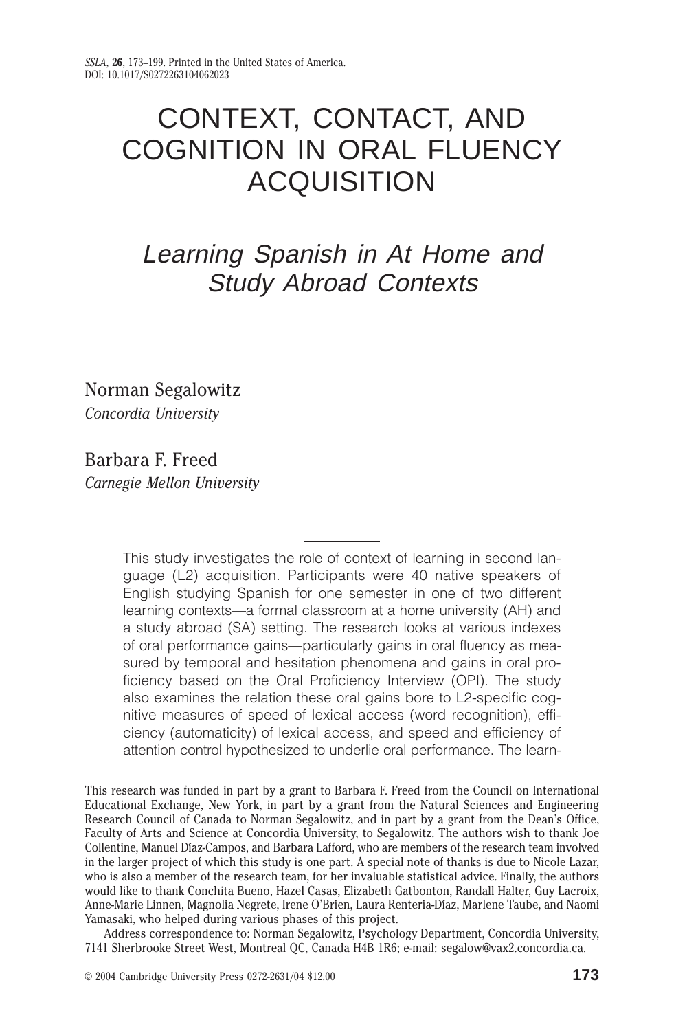# CONTEXT, CONTACT, AND COGNITION IN ORAL FLUENCY ACQUISITION

## *Learning Spanish in At Home and Study Abroad Contexts*

Norman Segalowitz
*Concordia University*

Barbara F. Freed
*Carnegie Mellon University*

This study investigates the role of context of learning in second language (L2) acquisition. Participants were 40 native speakers of English studying Spanish for one semester in one of two different learning contexts—a formal classroom at a home university (AH) and a study abroad (SA) setting. The research looks at various indexes of oral performance gains—particularly gains in oral fluency as measured by temporal and hesitation phenomena and gains in oral proficiency based on the Oral Proficiency Interview (OPI). The study also examines the relation these oral gains bore to L2-specific cognitive measures of speed of lexical access (word recognition), efficiency (automaticity) of lexical access, and speed and efficiency of attention control hypothesized to underlie oral performance. The learn-

This research was funded in part by a grant to Barbara F. Freed from the Council on International Educational Exchange, New York, in part by a grant from the Natural Sciences and Engineering Research Council of Canada to Norman Segalowitz, and in part by a grant from the Dean's Office, Faculty of Arts and Science at Concordia University, to Segalowitz. The authors wish to thank Joe Collentine, Manuel Díaz-Campos, and Barbara Lafford, who are members of the research team involved in the larger project of which this study is one part. A special note of thanks is due to Nicole Lazar, who is also a member of the research team, for her invaluable statistical advice. Finally, the authors would like to thank Conchita Bueno, Hazel Casas, Elizabeth Gatbonton, Randall Halter, Guy Lacroix, Anne-Marie Linnen, Magnolia Negrete, Irene O'Brien, Laura Renteria-Díaz, Marlene Taube, and Naomi Yamasaki, who helped during various phases of this project.

Address correspondence to: Norman Segalowitz, Psychology Department, Concordia University, 7141 Sherbrooke Street West, Montreal QC, Canada H4B 1R6; e-mail: segalow@vax2.concordia.ca.

© 2004 Cambridge University Press 0272-2631/04 $12.00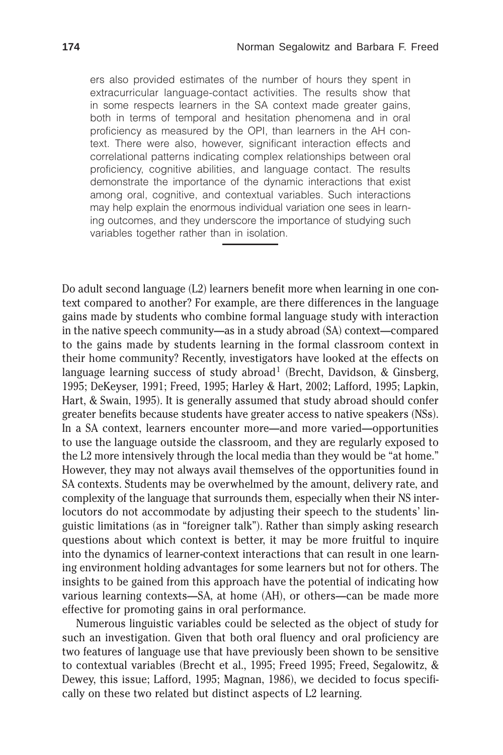ers also provided estimates of the number of hours they spent in extracurricular language-contact activities. The results show that in some respects learners in the SA context made greater gains, both in terms of temporal and hesitation phenomena and in oral proficiency as measured by the OPI, than learners in the AH context. There were also, however, significant interaction effects and correlational patterns indicating complex relationships between oral proficiency, cognitive abilities, and language contact. The results demonstrate the importance of the dynamic interactions that exist among oral, cognitive, and contextual variables. Such interactions may help explain the enormous individual variation one sees in learning outcomes, and they underscore the importance of studying such variables together rather than in isolation.

---

Do adult second language (L2) learners benefit more when learning in one context compared to another? For example, are there differences in the language gains made by students who combine formal language study with interaction in the native speech community—as in a study abroad (SA) context—compared to the gains made by students learning in the formal classroom context in their home community? Recently, investigators have looked at the effects on language learning success of study abroad[1] (Brecht, Davidson, & Ginsberg, 1995; DeKeyser, 1991; Freed, 1995; Harley & Hart, 2002; Lafford, 1995; Lapkin, Hart, & Swain, 1995). It is generally assumed that study abroad should confer greater benefits because students have greater access to native speakers (NSs). In a SA context, learners encounter more—and more varied—opportunities to use the language outside the classroom, and they are regularly exposed to the L2 more intensively through the local media than they would be "at home." However, they may not always avail themselves of the opportunities found in SA contexts. Students may be overwhelmed by the amount, delivery rate, and complexity of the language that surrounds them, especially when their NS interlocutors do not accommodate by adjusting their speech to the students' linguistic limitations (as in "foreigner talk"). Rather than simply asking research questions about which context is better, it may be more fruitful to inquire into the dynamics of learner-context interactions that can result in one learning environment holding advantages for some learners but not for others. The insights to be gained from this approach have the potential of indicating how various learning contexts—SA, at home (AH), or others—can be made more effective for promoting gains in oral performance.

Numerous linguistic variables could be selected as the object of study for such an investigation. Given that both oral fluency and oral proficiency are two features of language use that have previously been shown to be sensitive to contextual variables (Brecht et al., 1995; Freed 1995; Freed, Segalowitz, & Dewey, this issue; Lafford, 1995; Magnan, 1986), we decided to focus specifically on these two related but distinct aspects of L2 learning.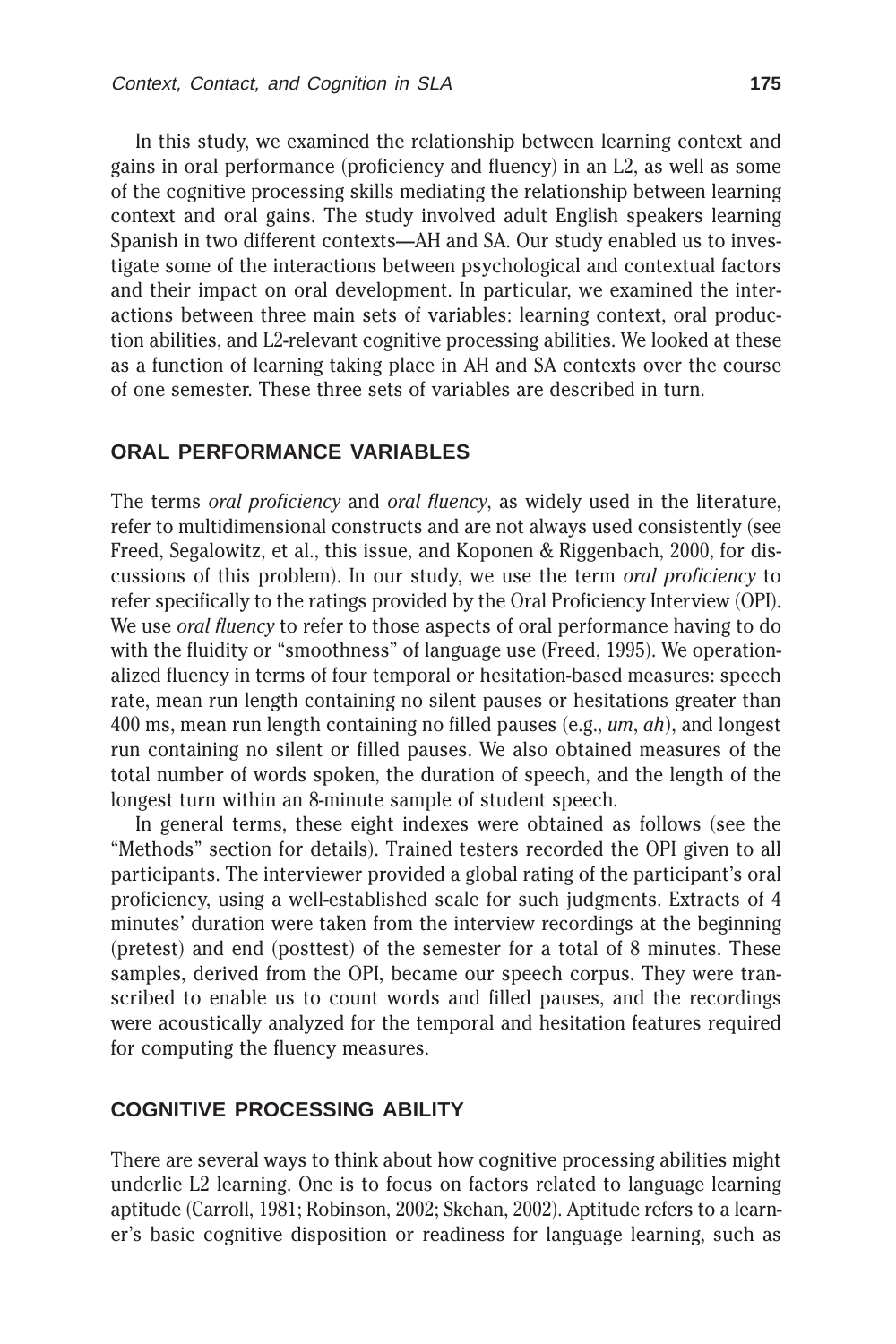In this study, we examined the relationship between learning context and gains in oral performance (proficiency and fluency) in an L2, as well as some of the cognitive processing skills mediating the relationship between learning context and oral gains. The study involved adult English speakers learning Spanish in two different contexts—AH and SA. Our study enabled us to investigate some of the interactions between psychological and contextual factors and their impact on oral development. In particular, we examined the interactions between three main sets of variables: learning context, oral production abilities, and L2-relevant cognitive processing abilities. We looked at these as a function of learning taking place in AH and SA contexts over the course of one semester. These three sets of variables are described in turn.

## ORAL PERFORMANCE VARIABLES

The terms *oral proficiency* and *oral fluency*, as widely used in the literature, refer to multidimensional constructs and are not always used consistently (see Freed, Segalowitz, et al., this issue, and Koponen & Riggenbach, 2000, for discussions of this problem). In our study, we use the term *oral proficiency* to refer specifically to the ratings provided by the Oral Proficiency Interview (OPI). We use *oral fluency* to refer to those aspects of oral performance having to do with the fluidity or "smoothness" of language use (Freed, 1995). We operationalized fluency in terms of four temporal or hesitation-based measures: speech rate, mean run length containing no silent pauses or hesitations greater than 400 ms, mean run length containing no filled pauses (e.g., *um*, *ah*), and longest run containing no silent or filled pauses. We also obtained measures of the total number of words spoken, the duration of speech, and the length of the longest turn within an 8-minute sample of student speech.

In general terms, these eight indexes were obtained as follows (see the "Methods" section for details). Trained testers recorded the OPI given to all participants. The interviewer provided a global rating of the participant's oral proficiency, using a well-established scale for such judgments. Extracts of 4 minutes' duration were taken from the interview recordings at the beginning (pretest) and end (posttest) of the semester for a total of 8 minutes. These samples, derived from the OPI, became our speech corpus. They were transcribed to enable us to count words and filled pauses, and the recordings were acoustically analyzed for the temporal and hesitation features required for computing the fluency measures.

## COGNITIVE PROCESSING ABILITY

There are several ways to think about how cognitive processing abilities might underlie L2 learning. One is to focus on factors related to language learning aptitude (Carroll, 1981; Robinson, 2002; Skehan, 2002). Aptitude refers to a learner's basic cognitive disposition or readiness for language learning, such as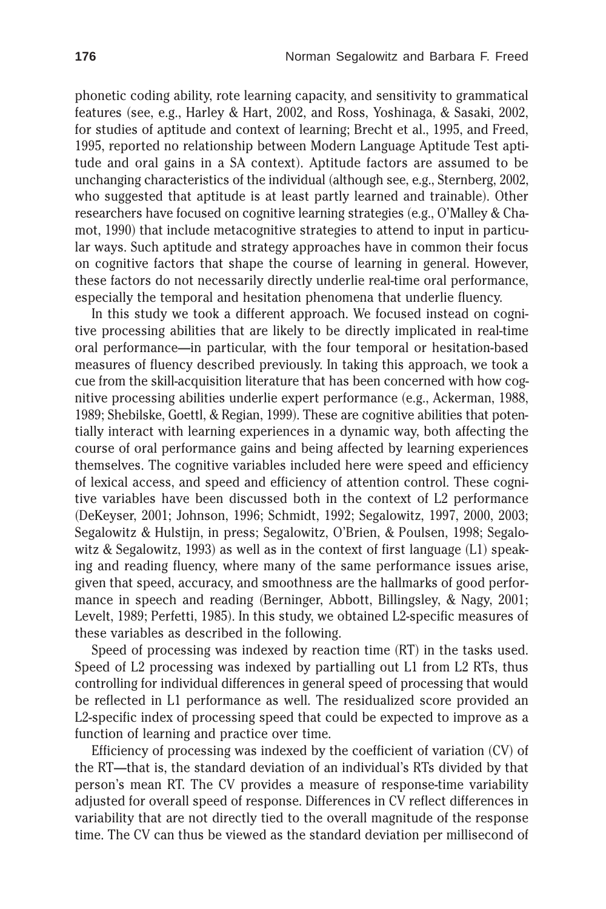phonetic coding ability, rote learning capacity, and sensitivity to grammatical features (see, e.g., Harley & Hart, 2002, and Ross, Yoshinaga, & Sasaki, 2002, for studies of aptitude and context of learning; Brecht et al., 1995, and Freed, 1995, reported no relationship between Modern Language Aptitude Test aptitude and oral gains in a SA context). Aptitude factors are assumed to be unchanging characteristics of the individual (although see, e.g., Sternberg, 2002, who suggested that aptitude is at least partly learned and trainable). Other researchers have focused on cognitive learning strategies (e.g., O'Malley & Chamot, 1990) that include metacognitive strategies to attend to input in particular ways. Such aptitude and strategy approaches have in common their focus on cognitive factors that shape the course of learning in general. However, these factors do not necessarily directly underlie real-time oral performance, especially the temporal and hesitation phenomena that underlie fluency.

In this study we took a different approach. We focused instead on cognitive processing abilities that are likely to be directly implicated in real-time oral performance—in particular, with the four temporal or hesitation-based measures of fluency described previously. In taking this approach, we took a cue from the skill-acquisition literature that has been concerned with how cognitive processing abilities underlie expert performance (e.g., Ackerman, 1988, 1989; Shebilske, Goettl, & Regian, 1999). These are cognitive abilities that potentially interact with learning experiences in a dynamic way, both affecting the course of oral performance gains and being affected by learning experiences themselves. The cognitive variables included here were speed and efficiency of lexical access, and speed and efficiency of attention control. These cognitive variables have been discussed both in the context of L2 performance (DeKeyser, 2001; Johnson, 1996; Schmidt, 1992; Segalowitz, 1997, 2000, 2003; Segalowitz & Hulstijn, in press; Segalowitz, O'Brien, & Poulsen, 1998; Segalowitz & Segalowitz, 1993) as well as in the context of first language (L1) speaking and reading fluency, where many of the same performance issues arise, given that speed, accuracy, and smoothness are the hallmarks of good performance in speech and reading (Berninger, Abbott, Billingsley, & Nagy, 2001; Levelt, 1989; Perfetti, 1985). In this study, we obtained L2-specific measures of these variables as described in the following.

Speed of processing was indexed by reaction time (RT) in the tasks used. Speed of L2 processing was indexed by partialling out L1 from L2 RTs, thus controlling for individual differences in general speed of processing that would be reflected in L1 performance as well. The residualized score provided an L2-specific index of processing speed that could be expected to improve as a function of learning and practice over time.

Efficiency of processing was indexed by the coefficient of variation (CV) of the RT—that is, the standard deviation of an individual's RTs divided by that person's mean RT. The CV provides a measure of response-time variability adjusted for overall speed of response. Differences in CV reflect differences in variability that are not directly tied to the overall magnitude of the response time. The CV can thus be viewed as the standard deviation per millisecond of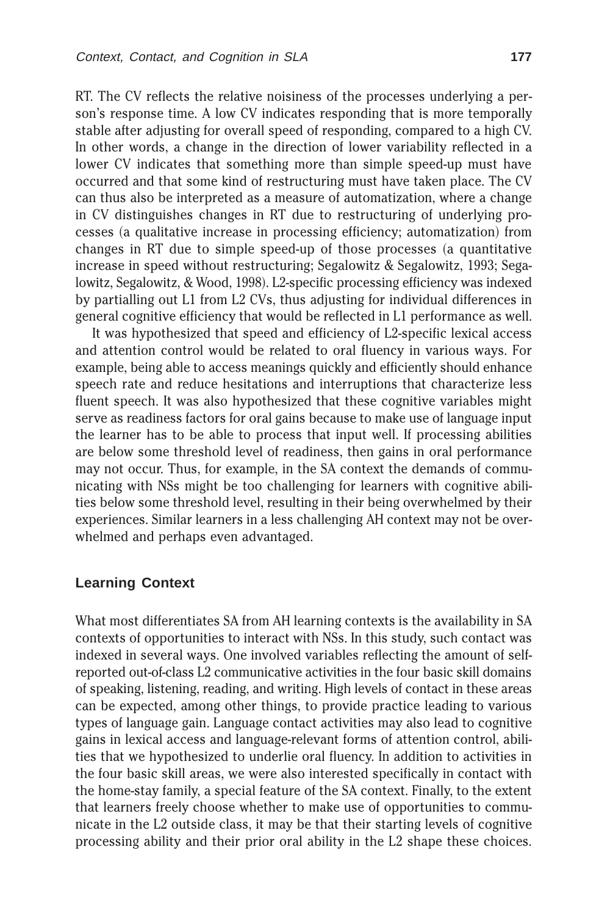RT. The CV reflects the relative noisiness of the processes underlying a person's response time. A low CV indicates responding that is more temporally stable after adjusting for overall speed of responding, compared to a high CV. In other words, a change in the direction of lower variability reflected in a lower CV indicates that something more than simple speed-up must have occurred and that some kind of restructuring must have taken place. The CV can thus also be interpreted as a measure of automatization, where a change in CV distinguishes changes in RT due to restructuring of underlying processes (a qualitative increase in processing efficiency; automatization) from changes in RT due to simple speed-up of those processes (a quantitative increase in speed without restructuring; Segalowitz & Segalowitz, 1993; Segalowitz, Segalowitz, & Wood, 1998). L2-specific processing efficiency was indexed by partialling out L1 from L2 CVs, thus adjusting for individual differences in general cognitive efficiency that would be reflected in L1 performance as well.

It was hypothesized that speed and efficiency of L2-specific lexical access and attention control would be related to oral fluency in various ways. For example, being able to access meanings quickly and efficiently should enhance speech rate and reduce hesitations and interruptions that characterize less fluent speech. It was also hypothesized that these cognitive variables might serve as readiness factors for oral gains because to make use of language input the learner has to be able to process that input well. If processing abilities are below some threshold level of readiness, then gains in oral performance may not occur. Thus, for example, in the SA context the demands of communicating with NSs might be too challenging for learners with cognitive abilities below some threshold level, resulting in their being overwhelmed by their experiences. Similar learners in a less challenging AH context may not be overwhelmed and perhaps even advantaged.

### Learning Context

What most differentiates SA from AH learning contexts is the availability in SA contexts of opportunities to interact with NSs. In this study, such contact was indexed in several ways. One involved variables reflecting the amount of self-reported out-of-class L2 communicative activities in the four basic skill domains of speaking, listening, reading, and writing. High levels of contact in these areas can be expected, among other things, to provide practice leading to various types of language gain. Language contact activities may also lead to cognitive gains in lexical access and language-relevant forms of attention control, abilities that we hypothesized to underlie oral fluency. In addition to activities in the four basic skill areas, we were also interested specifically in contact with the home-stay family, a special feature of the SA context. Finally, to the extent that learners freely choose whether to make use of opportunities to communicate in the L2 outside class, it may be that their starting levels of cognitive processing ability and their prior oral ability in the L2 shape these choices.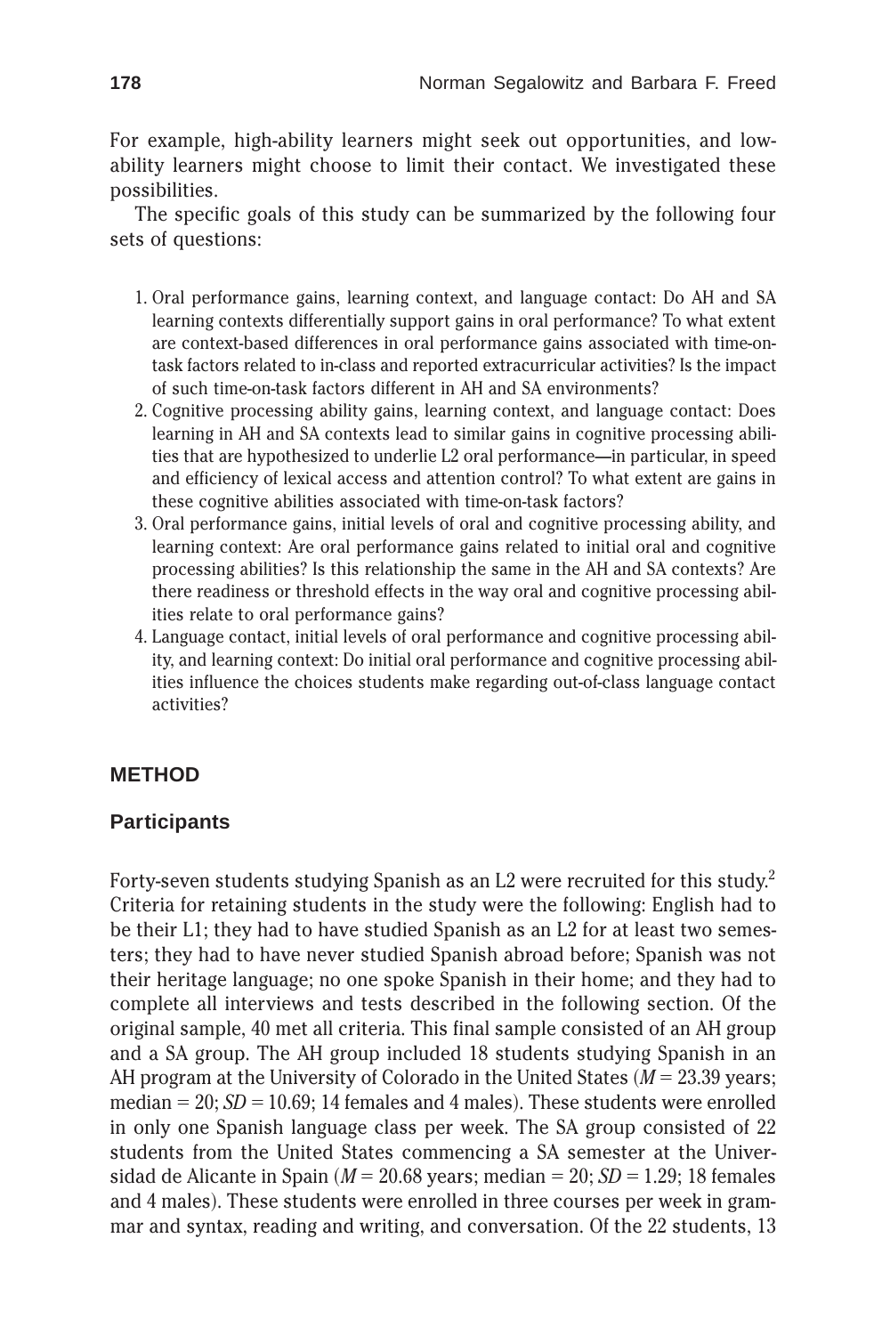For example, high-ability learners might seek out opportunities, and low-ability learners might choose to limit their contact. We investigated these possibilities.

The specific goals of this study can be summarized by the following four sets of questions:

1. Oral performance gains, learning context, and language contact: Do AH and SA learning contexts differentially support gains in oral performance? To what extent are context-based differences in oral performance gains associated with time-on-task factors related to in-class and reported extracurricular activities? Is the impact of such time-on-task factors different in AH and SA environments?
2. Cognitive processing ability gains, learning context, and language contact: Does learning in AH and SA contexts lead to similar gains in cognitive processing abilities that are hypothesized to underlie L2 oral performance—in particular, in speed and efficiency of lexical access and attention control? To what extent are gains in these cognitive abilities associated with time-on-task factors?
3. Oral performance gains, initial levels of oral and cognitive processing ability, and learning context: Are oral performance gains related to initial oral and cognitive processing abilities? Is this relationship the same in the AH and SA contexts? Are there readiness or threshold effects in the way oral and cognitive processing abilities relate to oral performance gains?
4. Language contact, initial levels of oral performance and cognitive processing ability, and learning context: Do initial oral performance and cognitive processing abilities influence the choices students make regarding out-of-class language contact activities?

## METHOD

### Participants

Forty-seven students studying Spanish as an L2 were recruited for this study.[2] Criteria for retaining students in the study were the following: English had to be their L1; they had to have studied Spanish as an L2 for at least two semesters; they had to have never studied Spanish abroad before; Spanish was not their heritage language; no one spoke Spanish in their home; and they had to complete all interviews and tests described in the following section. Of the original sample, 40 met all criteria. This final sample consisted of an AH group and a SA group. The AH group included 18 students studying Spanish in an AH program at the University of Colorado in the United States ($M = 23.39$ years; median = 20; $SD = 10.69$; 14 females and 4 males). These students were enrolled in only one Spanish language class per week. The SA group consisted of 22 students from the United States commencing a SA semester at the Universidad de Alicante in Spain ($M = 20.68$ years; median = 20; $SD = 1.29$; 18 females and 4 males). These students were enrolled in three courses per week in grammar and syntax, reading and writing, and conversation. Of the 22 students, 13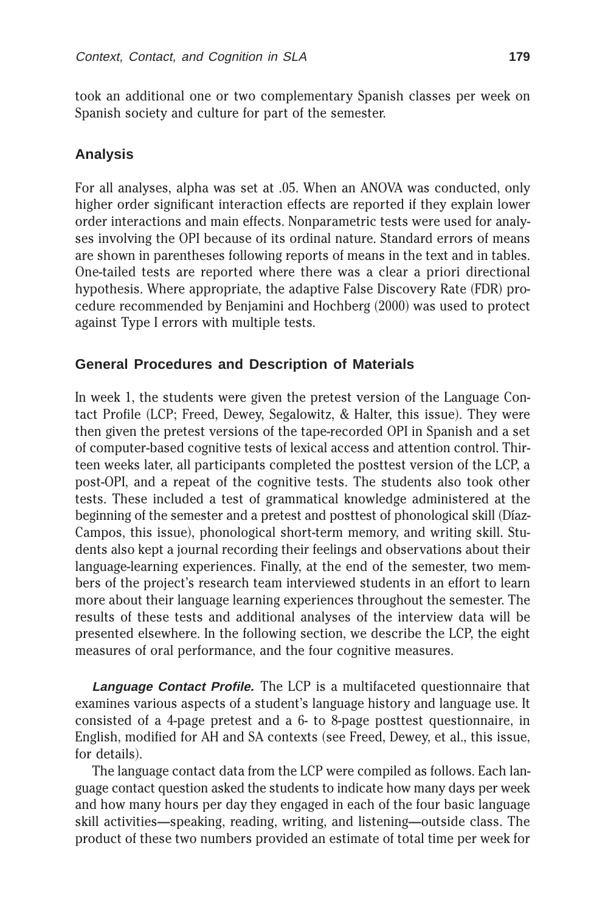took an additional one or two complementary Spanish classes per week on Spanish society and culture for part of the semester.

## Analysis

For all analyses, alpha was set at .05. When an ANOVA was conducted, only higher order significant interaction effects are reported if they explain lower order interactions and main effects. Nonparametric tests were used for analyses involving the OPI because of its ordinal nature. Standard errors of means are shown in parentheses following reports of means in the text and in tables. One-tailed tests are reported where there was a clear a priori directional hypothesis. Where appropriate, the adaptive False Discovery Rate (FDR) procedure recommended by Benjamini and Hochberg (2000) was used to protect against Type I errors with multiple tests.

## General Procedures and Description of Materials

In week 1, the students were given the pretest version of the Language Contact Profile (LCP; Freed, Dewey, Segalowitz, & Halter, this issue). They were then given the pretest versions of the tape-recorded OPI in Spanish and a set of computer-based cognitive tests of lexical access and attention control. Thirteen weeks later, all participants completed the posttest version of the LCP, a post-OPI, and a repeat of the cognitive tests. The students also took other tests. These included a test of grammatical knowledge administered at the beginning of the semester and a pretest and posttest of phonological skill (Díaz-Campos, this issue), phonological short-term memory, and writing skill. Students also kept a journal recording their feelings and observations about their language-learning experiences. Finally, at the end of the semester, two members of the project's research team interviewed students in an effort to learn more about their language learning experiences throughout the semester. The results of these tests and additional analyses of the interview data will be presented elsewhere. In the following section, we describe the LCP, the eight measures of oral performance, and the four cognitive measures.

***Language Contact Profile.*** The LCP is a multifaceted questionnaire that examines various aspects of a student's language history and language use. It consisted of a 4-page pretest and a 6- to 8-page posttest questionnaire, in English, modified for AH and SA contexts (see Freed, Dewey, et al., this issue, for details).

The language contact data from the LCP were compiled as follows. Each language contact question asked the students to indicate how many days per week and how many hours per day they engaged in each of the four basic language skill activities—speaking, reading, writing, and listening—outside class. The product of these two numbers provided an estimate of total time per week for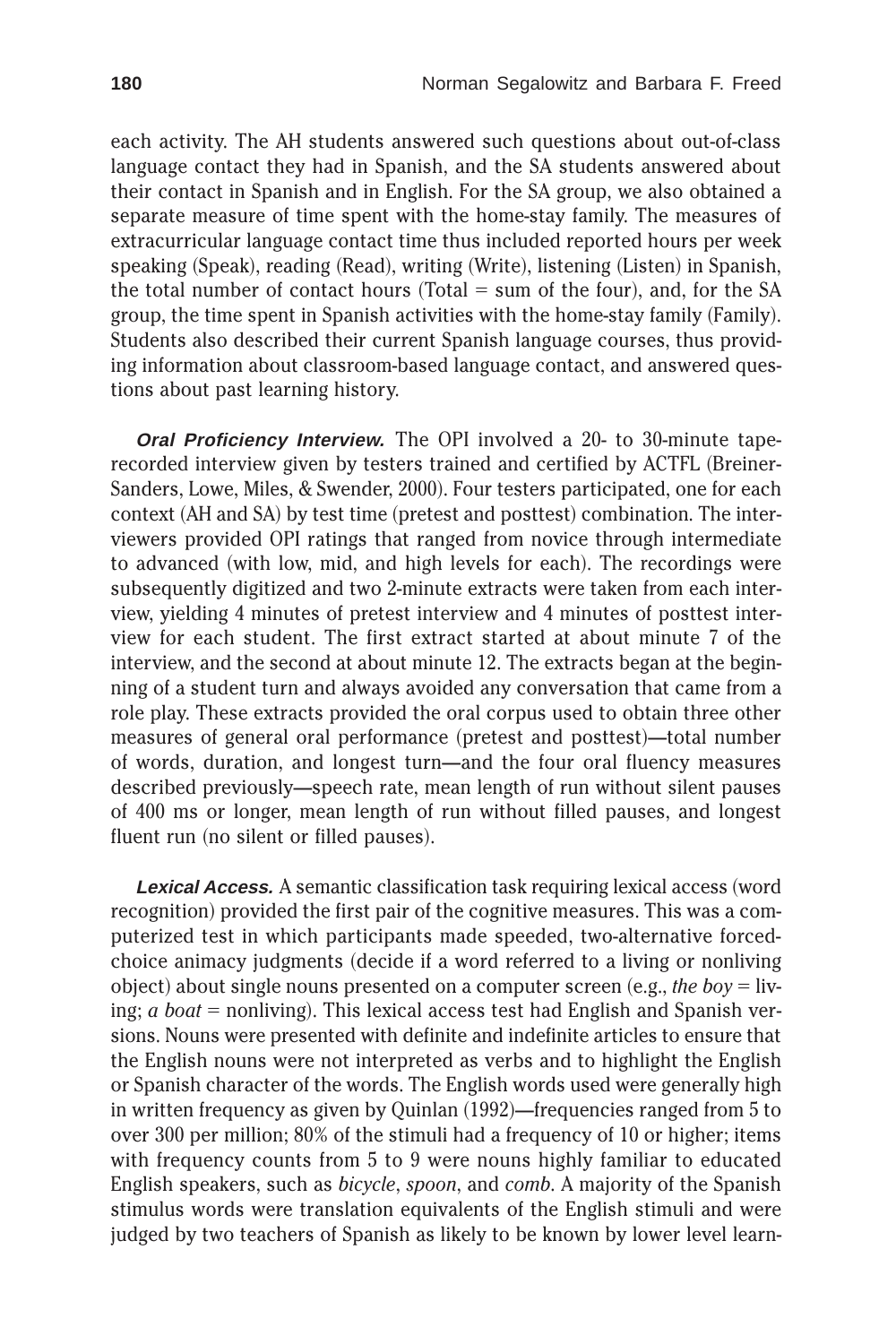each activity. The AH students answered such questions about out-of-class language contact they had in Spanish, and the SA students answered about their contact in Spanish and in English. For the SA group, we also obtained a separate measure of time spent with the home-stay family. The measures of extracurricular language contact time thus included reported hours per week speaking (Speak), reading (Read), writing (Write), listening (Listen) in Spanish, the total number of contact hours (Total = sum of the four), and, for the SA group, the time spent in Spanish activities with the home-stay family (Family). Students also described their current Spanish language courses, thus providing information about classroom-based language contact, and answered questions about past learning history.

***Oral Proficiency Interview.*** The OPI involved a 20- to 30-minute tape-recorded interview given by testers trained and certified by ACTFL (Breiner-Sanders, Lowe, Miles, & Swender, 2000). Four testers participated, one for each context (AH and SA) by test time (pretest and posttest) combination. The interviewers provided OPI ratings that ranged from novice through intermediate to advanced (with low, mid, and high levels for each). The recordings were subsequently digitized and two 2-minute extracts were taken from each interview, yielding 4 minutes of pretest interview and 4 minutes of posttest interview for each student. The first extract started at about minute 7 of the interview, and the second at about minute 12. The extracts began at the beginning of a student turn and always avoided any conversation that came from a role play. These extracts provided the oral corpus used to obtain three other measures of general oral performance (pretest and posttest)—total number of words, duration, and longest turn—and the four oral fluency measures described previously—speech rate, mean length of run without silent pauses of 400 ms or longer, mean length of run without filled pauses, and longest fluent run (no silent or filled pauses).

***Lexical Access.*** A semantic classification task requiring lexical access (word recognition) provided the first pair of the cognitive measures. This was a computerized test in which participants made speeded, two-alternative forced-choice animacy judgments (decide if a word referred to a living or nonliving object) about single nouns presented on a computer screen (e.g., *the boy* = living; *a boat* = nonliving). This lexical access test had English and Spanish versions. Nouns were presented with definite and indefinite articles to ensure that the English nouns were not interpreted as verbs and to highlight the English or Spanish character of the words. The English words used were generally high in written frequency as given by Quinlan (1992)—frequencies ranged from 5 to over 300 per million; 80% of the stimuli had a frequency of 10 or higher; items with frequency counts from 5 to 9 were nouns highly familiar to educated English speakers, such as *bicycle*, *spoon*, and *comb*. A majority of the Spanish stimulus words were translation equivalents of the English stimuli and were judged by two teachers of Spanish as likely to be known by lower level learn-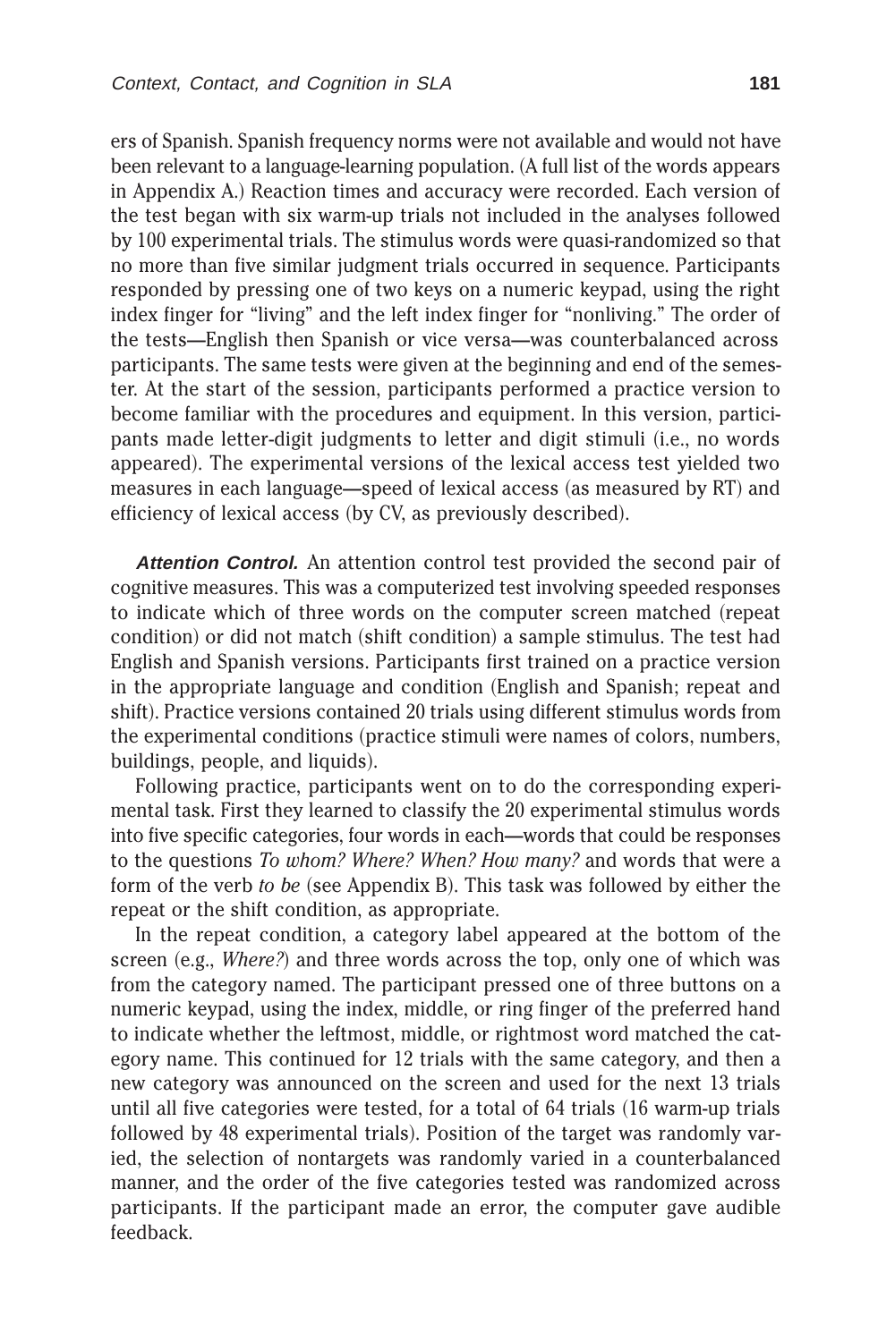ers of Spanish. Spanish frequency norms were not available and would not have been relevant to a language-learning population. (A full list of the words appears in Appendix A.) Reaction times and accuracy were recorded. Each version of the test began with six warm-up trials not included in the analyses followed by 100 experimental trials. The stimulus words were quasi-randomized so that no more than five similar judgment trials occurred in sequence. Participants responded by pressing one of two keys on a numeric keypad, using the right index finger for "living" and the left index finger for "nonliving." The order of the tests—English then Spanish or vice versa—was counterbalanced across participants. The same tests were given at the beginning and end of the semester. At the start of the session, participants performed a practice version to become familiar with the procedures and equipment. In this version, participants made letter-digit judgments to letter and digit stimuli (i.e., no words appeared). The experimental versions of the lexical access test yielded two measures in each language—speed of lexical access (as measured by RT) and efficiency of lexical access (by CV, as previously described).

***Attention Control.*** An attention control test provided the second pair of cognitive measures. This was a computerized test involving speeded responses to indicate which of three words on the computer screen matched (repeat condition) or did not match (shift condition) a sample stimulus. The test had English and Spanish versions. Participants first trained on a practice version in the appropriate language and condition (English and Spanish; repeat and shift). Practice versions contained 20 trials using different stimulus words from the experimental conditions (practice stimuli were names of colors, numbers, buildings, people, and liquids).

Following practice, participants went on to do the corresponding experimental task. First they learned to classify the 20 experimental stimulus words into five specific categories, four words in each—words that could be responses to the questions *To whom? Where? When? How many?* and words that were a form of the verb *to be* (see Appendix B). This task was followed by either the repeat or the shift condition, as appropriate.

In the repeat condition, a category label appeared at the bottom of the screen (e.g., *Where?*) and three words across the top, only one of which was from the category named. The participant pressed one of three buttons on a numeric keypad, using the index, middle, or ring finger of the preferred hand to indicate whether the leftmost, middle, or rightmost word matched the category name. This continued for 12 trials with the same category, and then a new category was announced on the screen and used for the next 13 trials until all five categories were tested, for a total of 64 trials (16 warm-up trials followed by 48 experimental trials). Position of the target was randomly varied, the selection of nontargets was randomly varied in a counterbalanced manner, and the order of the five categories tested was randomized across participants. If the participant made an error, the computer gave audible feedback.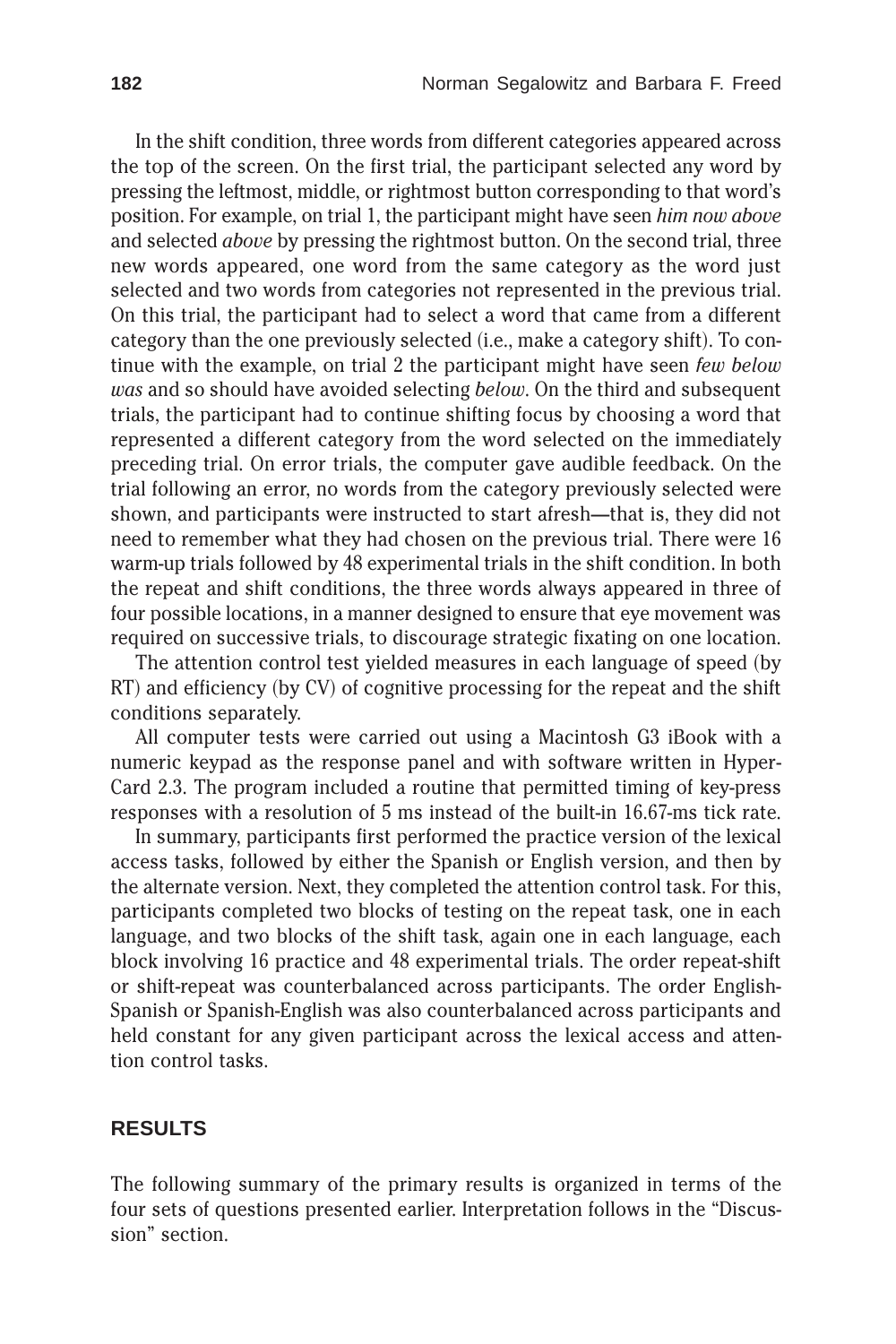In the shift condition, three words from different categories appeared across the top of the screen. On the first trial, the participant selected any word by pressing the leftmost, middle, or rightmost button corresponding to that word's position. For example, on trial 1, the participant might have seen *him now above* and selected *above* by pressing the rightmost button. On the second trial, three new words appeared, one word from the same category as the word just selected and two words from categories not represented in the previous trial. On this trial, the participant had to select a word that came from a different category than the one previously selected (i.e., make a category shift). To continue with the example, on trial 2 the participant might have seen *few below was* and so should have avoided selecting *below*. On the third and subsequent trials, the participant had to continue shifting focus by choosing a word that represented a different category from the word selected on the immediately preceding trial. On error trials, the computer gave audible feedback. On the trial following an error, no words from the category previously selected were shown, and participants were instructed to start afresh—that is, they did not need to remember what they had chosen on the previous trial. There were 16 warm-up trials followed by 48 experimental trials in the shift condition. In both the repeat and shift conditions, the three words always appeared in three of four possible locations, in a manner designed to ensure that eye movement was required on successive trials, to discourage strategic fixating on one location.

The attention control test yielded measures in each language of speed (by RT) and efficiency (by CV) of cognitive processing for the repeat and the shift conditions separately.

All computer tests were carried out using a Macintosh G3 iBook with a numeric keypad as the response panel and with software written in HyperCard 2.3. The program included a routine that permitted timing of key-press responses with a resolution of 5 ms instead of the built-in 16.67-ms tick rate.

In summary, participants first performed the practice version of the lexical access tasks, followed by either the Spanish or English version, and then by the alternate version. Next, they completed the attention control task. For this, participants completed two blocks of testing on the repeat task, one in each language, and two blocks of the shift task, again one in each language, each block involving 16 practice and 48 experimental trials. The order repeat-shift or shift-repeat was counterbalanced across participants. The order English-Spanish or Spanish-English was also counterbalanced across participants and held constant for any given participant across the lexical access and attention control tasks.

## RESULTS

The following summary of the primary results is organized in terms of the four sets of questions presented earlier. Interpretation follows in the "Discussion" section.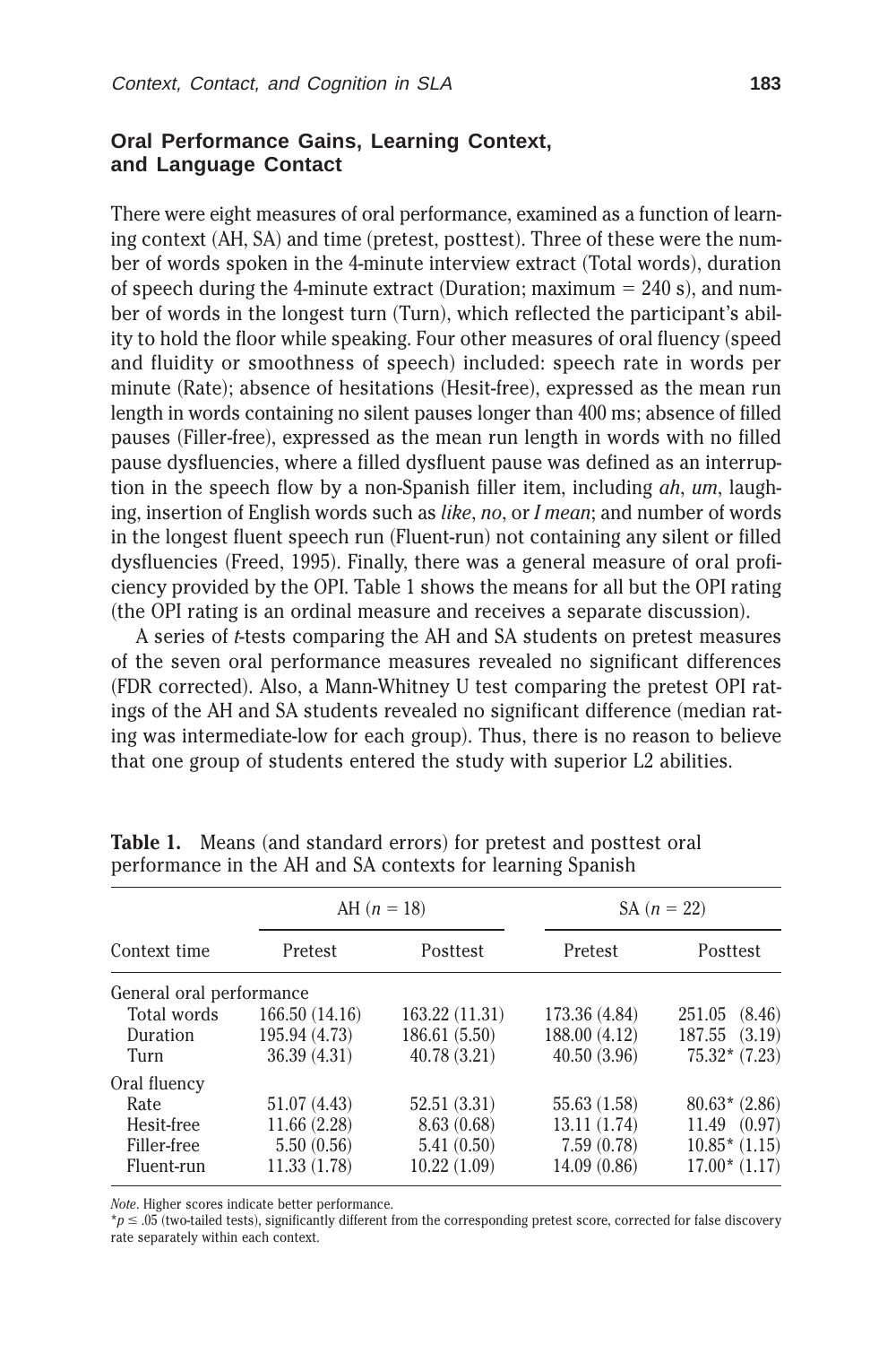## Oral Performance Gains, Learning Context, and Language Contact

There were eight measures of oral performance, examined as a function of learning context (AH, SA) and time (pretest, posttest). Three of these were the number of words spoken in the 4-minute interview extract (Total words), duration of speech during the 4-minute extract (Duration; maximum = 240 s), and number of words in the longest turn (Turn), which reflected the participant's ability to hold the floor while speaking. Four other measures of oral fluency (speed and fluidity or smoothness of speech) included: speech rate in words per minute (Rate); absence of hesitations (Hesit-free), expressed as the mean run length in words containing no silent pauses longer than 400 ms; absence of filled pauses (Filler-free), expressed as the mean run length in words with no filled pause dysfluencies, where a filled dysfluent pause was defined as an interruption in the speech flow by a non-Spanish filler item, including *ah*, *um*, laughing, insertion of English words such as *like*, *no*, or *I mean*; and number of words in the longest fluent speech run (Fluent-run) not containing any silent or filled dysfluencies (Freed, 1995). Finally, there was a general measure of oral proficiency provided by the OPI. Table 1 shows the means for all but the OPI rating (the OPI rating is an ordinal measure and receives a separate discussion).

A series of *t*-tests comparing the AH and SA students on pretest measures of the seven oral performance measures revealed no significant differences (FDR corrected). Also, a Mann-Whitney U test comparing the pretest OPI ratings of the AH and SA students revealed no significant difference (median rating was intermediate-low for each group). Thus, there is no reason to believe that one group of students entered the study with superior L2 abilities.

**Table 1.** Means (and standard errors) for pretest and posttest oral performance in the AH and SA contexts for learning Spanish

| | AH ($n$ = 18) | | SA ($n$ = 22) | |
|---|---|---|---|---|
| Context time | Pretest | Posttest | Pretest | Posttest |
| General oral performance | | | | |
| Total words | 166.50 (14.16) | 163.22 (11.31) | 173.36 (4.84) | 251.05 (8.46) |
| Duration | 195.94 (4.73) | 186.61 (5.50) | 188.00 (4.12) | 187.55 (3.19) |
| Turn | 36.39 (4.31) | 40.78 (3.21) | 40.50 (3.96) | 75.32* (7.23) |
| Oral fluency | | | | |
| Rate | 51.07 (4.43) | 52.51 (3.31) | 55.63 (1.58) | 80.63* (2.86) |
| Hesit-free | 11.66 (2.28) | 8.63 (0.68) | 13.11 (1.74) | 11.49 (0.97) |
| Filler-free | 5.50 (0.56) | 5.41 (0.50) | 7.59 (0.78) | 10.85* (1.15) |
| Fluent-run | 11.33 (1.78) | 10.22 (1.09) | 14.09 (0.86) | 17.00* (1.17) |

*Note*. Higher scores indicate better performance.
*$p \leq .05$ (two-tailed tests), significantly different from the corresponding pretest score, corrected for false discovery rate separately within each context.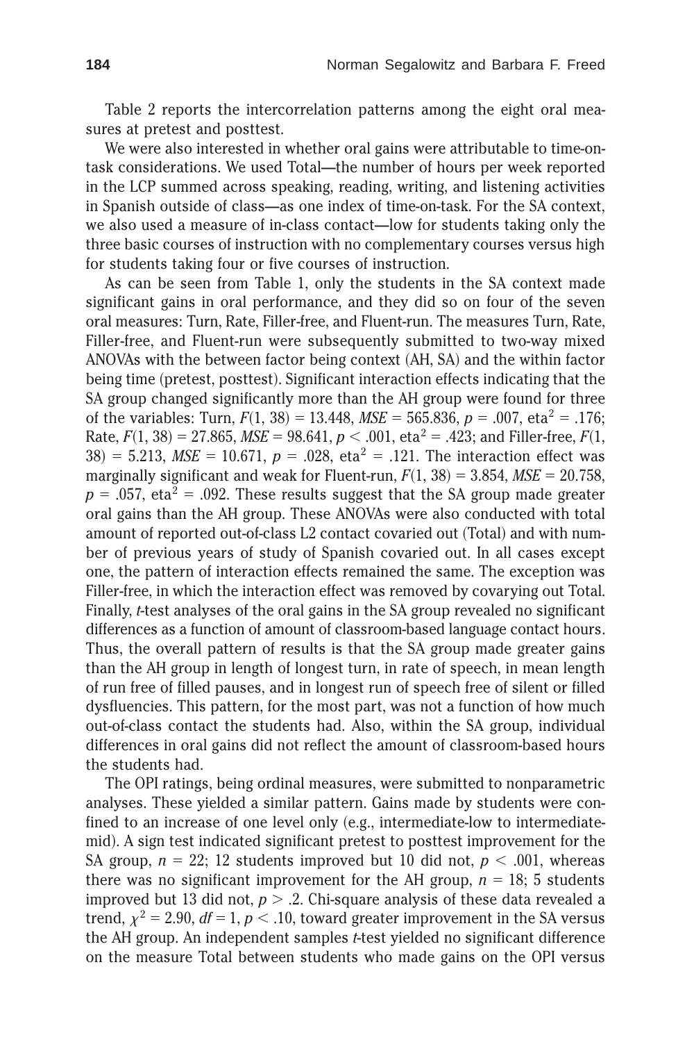Table 2 reports the intercorrelation patterns among the eight oral measures at pretest and posttest.

We were also interested in whether oral gains were attributable to time-on-task considerations. We used Total—the number of hours per week reported in the LCP summed across speaking, reading, writing, and listening activities in Spanish outside of class—as one index of time-on-task. For the SA context, we also used a measure of in-class contact—low for students taking only the three basic courses of instruction with no complementary courses versus high for students taking four or five courses of instruction.

As can be seen from Table 1, only the students in the SA context made significant gains in oral performance, and they did so on four of the seven oral measures: Turn, Rate, Filler-free, and Fluent-run. The measures Turn, Rate, Filler-free, and Fluent-run were subsequently submitted to two-way mixed ANOVAs with the between factor being context (AH, SA) and the within factor being time (pretest, posttest). Significant interaction effects indicating that the SA group changed significantly more than the AH group were found for three of the variables: Turn, $F(1, 38) = 13.448$, $MSE = 565.836$, $p = .007$, $\text{eta}^2 = .176$; Rate, $F(1, 38) = 27.865$, $MSE = 98.641$, $p < .001$, $\text{eta}^2 = .423$; and Filler-free, $F(1, 38) = 5.213$, $MSE = 10.671$, $p = .028$, $\text{eta}^2 = .121$. The interaction effect was marginally significant and weak for Fluent-run, $F(1, 38) = 3.854$, $MSE = 20.758$, $p = .057$, $\text{eta}^2 = .092$. These results suggest that the SA group made greater oral gains than the AH group. These ANOVAs were also conducted with total amount of reported out-of-class L2 contact covaried out (Total) and with number of previous years of study of Spanish covaried out. In all cases except one, the pattern of interaction effects remained the same. The exception was Filler-free, in which the interaction effect was removed by covarying out Total. Finally, *t*-test analyses of the oral gains in the SA group revealed no significant differences as a function of amount of classroom-based language contact hours. Thus, the overall pattern of results is that the SA group made greater gains than the AH group in length of longest turn, in rate of speech, in mean length of run free of filled pauses, and in longest run of speech free of silent or filled dysfluencies. This pattern, for the most part, was not a function of how much out-of-class contact the students had. Also, within the SA group, individual differences in oral gains did not reflect the amount of classroom-based hours the students had.

The OPI ratings, being ordinal measures, were submitted to nonparametric analyses. These yielded a similar pattern. Gains made by students were confined to an increase of one level only (e.g., intermediate-low to intermediate-mid). A sign test indicated significant pretest to posttest improvement for the SA group, $n = 22$; 12 students improved but 10 did not, $p < .001$, whereas there was no significant improvement for the AH group, $n = 18$; 5 students improved but 13 did not, $p > .2$. Chi-square analysis of these data revealed a trend, $\chi^2 = 2.90$, $df = 1$, $p < .10$, toward greater improvement in the SA versus the AH group. An independent samples *t*-test yielded no significant difference on the measure Total between students who made gains on the OPI versus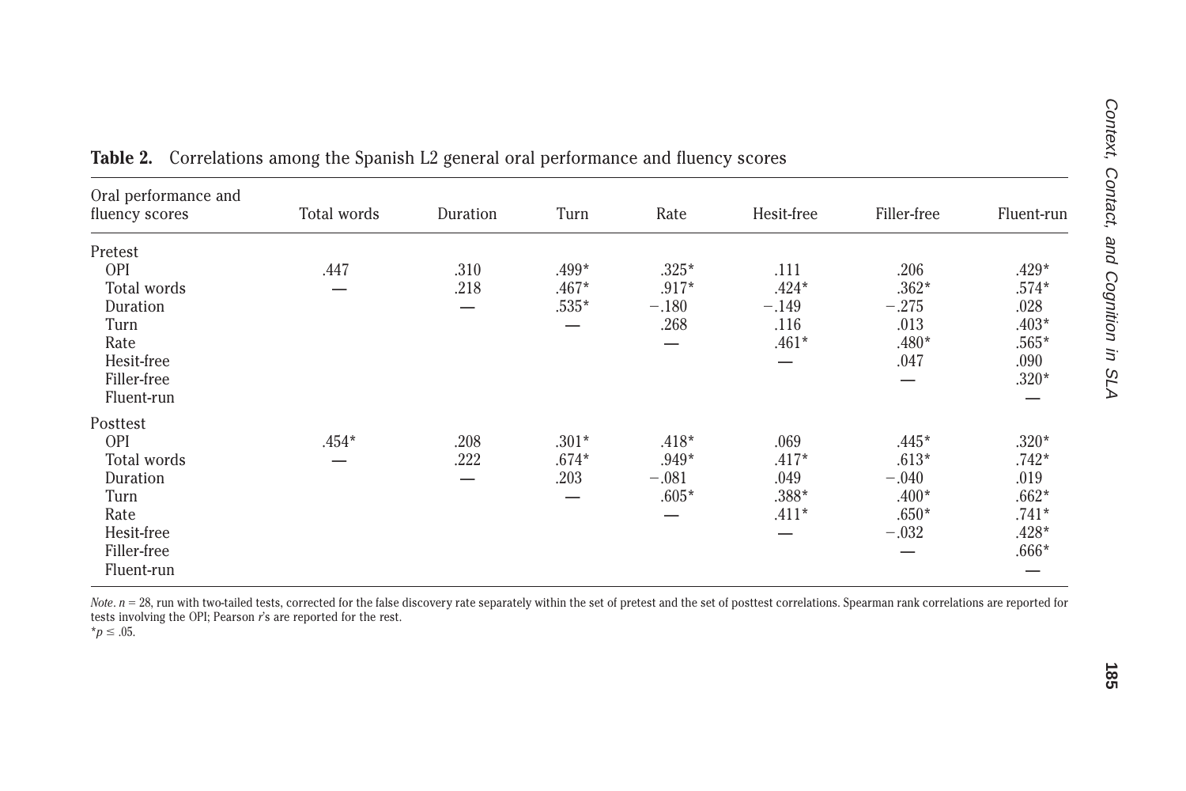**Table 2.** Correlations among the Spanish L2 general oral performance and fluency scores

| Oral performance and fluency scores | Total words | Duration | Turn | Rate | Hesit-free | Filler-free | Fluent-run |
|---|---|---|---|---|---|---|---|
| Pretest | | | | | | | |
| OPI | .447 | .310 | .499* | .325* | .111 | .206 | .429* |
| Total words | — | .218 | .467* | .917* | .424* | .362* | .574* |
| Duration | | — | .535* | −.180 | −.149 | −.275 | .028 |
| Turn | | | — | .268 | .116 | .013 | .403* |
| Rate | | | | — | .461* | .480* | .565* |
| Hesit-free | | | | | — | .047 | .090 |
| Filler-free | | | | | | — | .320* |
| Fluent-run | | | | | | | — |
| Posttest | | | | | | | |
| OPI | .454* | .208 | .301* | .418* | .069 | .445* | .320* |
| Total words | — | .222 | .674* | .949* | .417* | .613* | .742* |
| Duration | | — | .203 | −.081 | .049 | −.040 | .019 |
| Turn | | | — | .605* | .388* | .400* | .662* |
| Rate | | | | — | .411* | .650* | .741* |
| Hesit-free | | | | | — | −.032 | .428* |
| Filler-free | | | | | | — | .666* |
| Fluent-run | | | | | | | — |

*Note*. $n = 28$, run with two-tailed tests, corrected for the false discovery rate separately within the set of pretest and the set of posttest correlations. Spearman rank correlations are reported for tests involving the OPI; Pearson *r*'s are reported for the rest.
$^{*}p \leq .05$.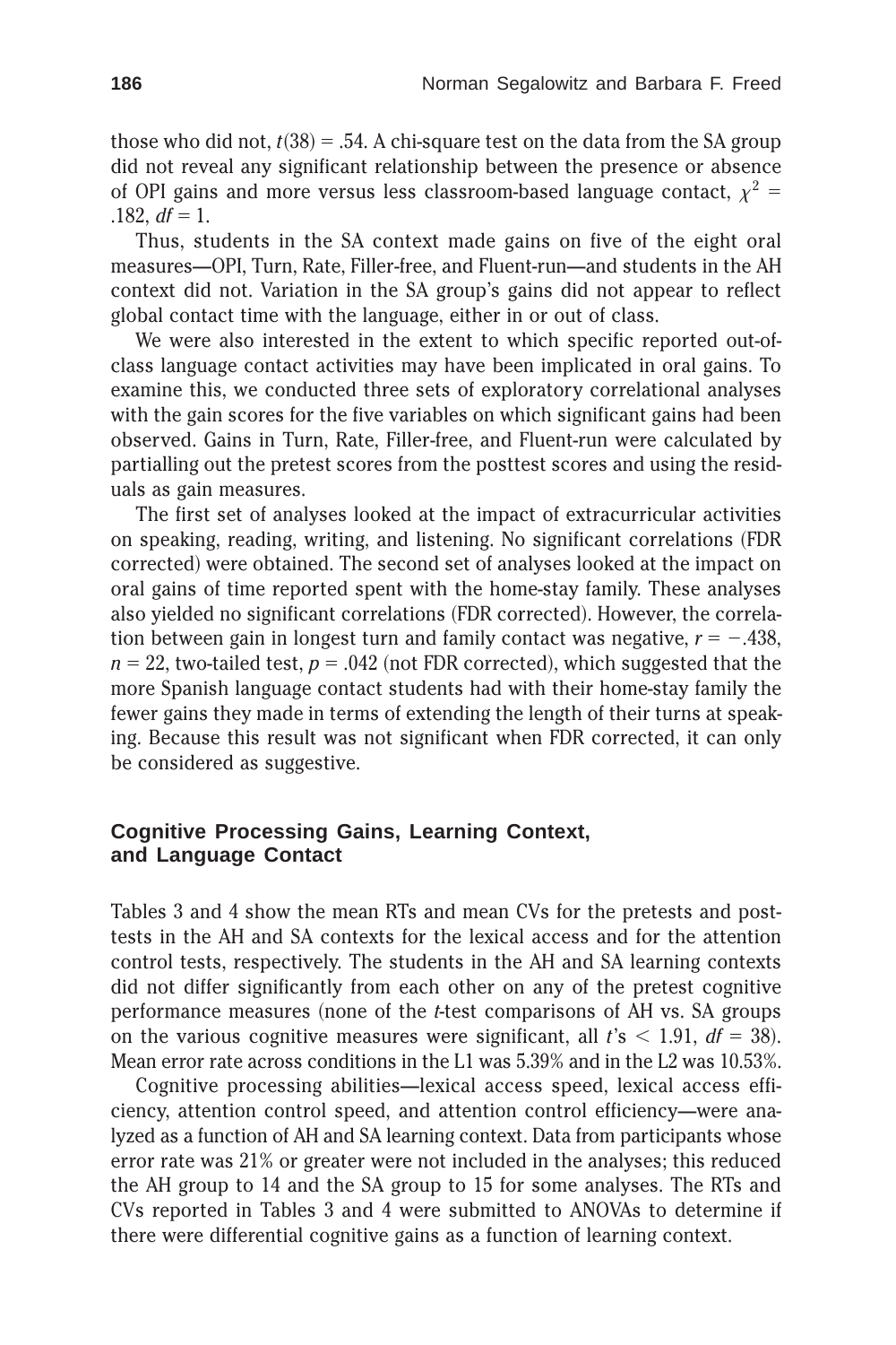those who did not, $t(38) = .54$. A chi-square test on the data from the SA group did not reveal any significant relationship between the presence or absence of OPI gains and more versus less classroom-based language contact, $\chi^2 = .182$, $df = 1$.

Thus, students in the SA context made gains on five of the eight oral measures—OPI, Turn, Rate, Filler-free, and Fluent-run—and students in the AH context did not. Variation in the SA group's gains did not appear to reflect global contact time with the language, either in or out of class.

We were also interested in the extent to which specific reported out-of-class language contact activities may have been implicated in oral gains. To examine this, we conducted three sets of exploratory correlational analyses with the gain scores for the five variables on which significant gains had been observed. Gains in Turn, Rate, Filler-free, and Fluent-run were calculated by partialling out the pretest scores from the posttest scores and using the residuals as gain measures.

The first set of analyses looked at the impact of extracurricular activities on speaking, reading, writing, and listening. No significant correlations (FDR corrected) were obtained. The second set of analyses looked at the impact on oral gains of time reported spent with the home-stay family. These analyses also yielded no significant correlations (FDR corrected). However, the correlation between gain in longest turn and family contact was negative, $r = -.438$, $n = 22$, two-tailed test, $p = .042$ (not FDR corrected), which suggested that the more Spanish language contact students had with their home-stay family the fewer gains they made in terms of extending the length of their turns at speaking. Because this result was not significant when FDR corrected, it can only be considered as suggestive.

## Cognitive Processing Gains, Learning Context, and Language Contact

Tables 3 and 4 show the mean RTs and mean CVs for the pretests and posttests in the AH and SA contexts for the lexical access and for the attention control tests, respectively. The students in the AH and SA learning contexts did not differ significantly from each other on any of the pretest cognitive performance measures (none of the *t*-test comparisons of AH vs. SA groups on the various cognitive measures were significant, all $t$'s $< 1.91$, $df = 38$). Mean error rate across conditions in the L1 was 5.39% and in the L2 was 10.53%.

Cognitive processing abilities—lexical access speed, lexical access efficiency, attention control speed, and attention control efficiency—were analyzed as a function of AH and SA learning context. Data from participants whose error rate was 21% or greater were not included in the analyses; this reduced the AH group to 14 and the SA group to 15 for some analyses. The RTs and CVs reported in Tables 3 and 4 were submitted to ANOVAs to determine if there were differential cognitive gains as a function of learning context.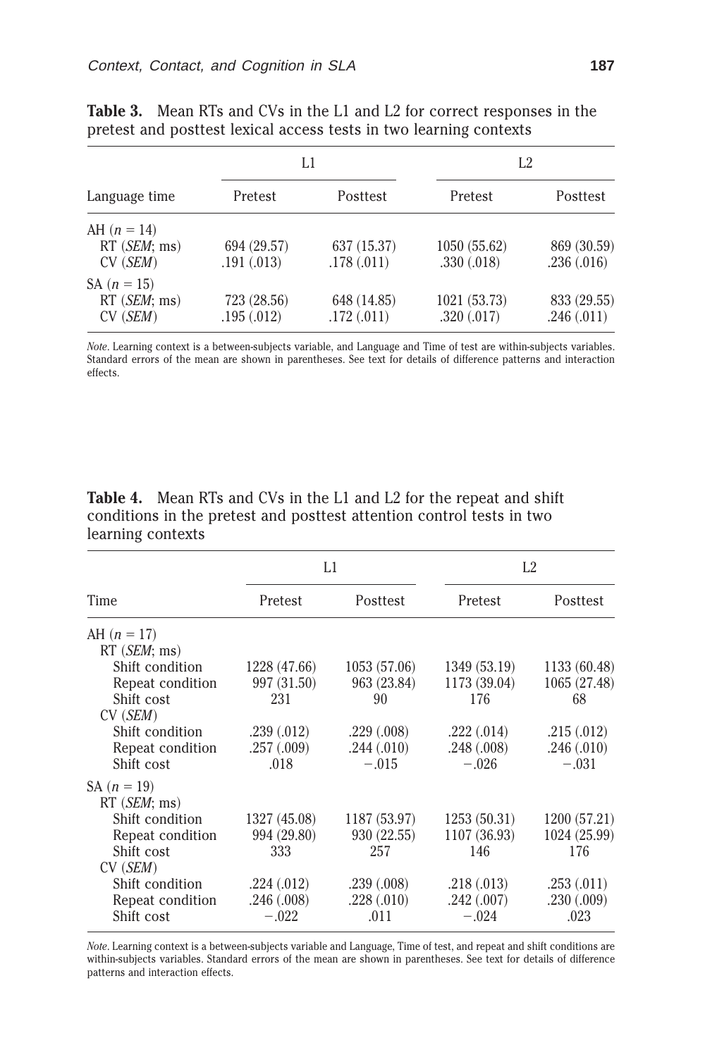**Table 3.** Mean RTs and CVs in the L1 and L2 for correct responses in the pretest and posttest lexical access tests in two learning contexts

| | L1 | | L2 | |
|---|---|---|---|---|
| Language time | Pretest | Posttest | Pretest | Posttest |
| AH ($n = 14$) | | | | |
| RT (*SEM*; ms) | 694 (29.57) | 637 (15.37) | 1050 (55.62) | 869 (30.59) |
| CV (*SEM*) | .191 (.013) | .178 (.011) | .330 (.018) | .236 (.016) |
| SA ($n = 15$) | | | | |
| RT (*SEM*; ms) | 723 (28.56) | 648 (14.85) | 1021 (53.73) | 833 (29.55) |
| CV (*SEM*) | .195 (.012) | .172 (.011) | .320 (.017) | .246 (.011) |

*Note*. Learning context is a between-subjects variable, and Language and Time of test are within-subjects variables. Standard errors of the mean are shown in parentheses. See text for details of difference patterns and interaction effects.

**Table 4.** Mean RTs and CVs in the L1 and L2 for the repeat and shift conditions in the pretest and posttest attention control tests in two learning contexts

| | L1 | | L2 | |
|---|---|---|---|---|
| Time | Pretest | Posttest | Pretest | Posttest |
| AH ($n = 17$) | | | | |
| RT (*SEM*; ms) | | | | |
| Shift condition | 1228 (47.66) | 1053 (57.06) | 1349 (53.19) | 1133 (60.48) |
| Repeat condition | 997 (31.50) | 963 (23.84) | 1173 (39.04) | 1065 (27.48) |
| Shift cost | 231 | 90 | 176 | 68 |
| CV (*SEM*) | | | | |
| Shift condition | .239 (.012) | .229 (.008) | .222 (.014) | .215 (.012) |
| Repeat condition | .257 (.009) | .244 (.010) | .248 (.008) | .246 (.010) |
| Shift cost | .018 | −.015 | −.026 | −.031 |
| SA ($n = 19$) | | | | |
| RT (*SEM*; ms) | | | | |
| Shift condition | 1327 (45.08) | 1187 (53.97) | 1253 (50.31) | 1200 (57.21) |
| Repeat condition | 994 (29.80) | 930 (22.55) | 1107 (36.93) | 1024 (25.99) |
| Shift cost | 333 | 257 | 146 | 176 |
| CV (*SEM*) | | | | |
| Shift condition | .224 (.012) | .239 (.008) | .218 (.013) | .253 (.011) |
| Repeat condition | .246 (.008) | .228 (.010) | .242 (.007) | .230 (.009) |
| Shift cost | −.022 | .011 | −.024 | .023 |

*Note*. Learning context is a between-subjects variable and Language, Time of test, and repeat and shift conditions are within-subjects variables. Standard errors of the mean are shown in parentheses. See text for details of difference patterns and interaction effects.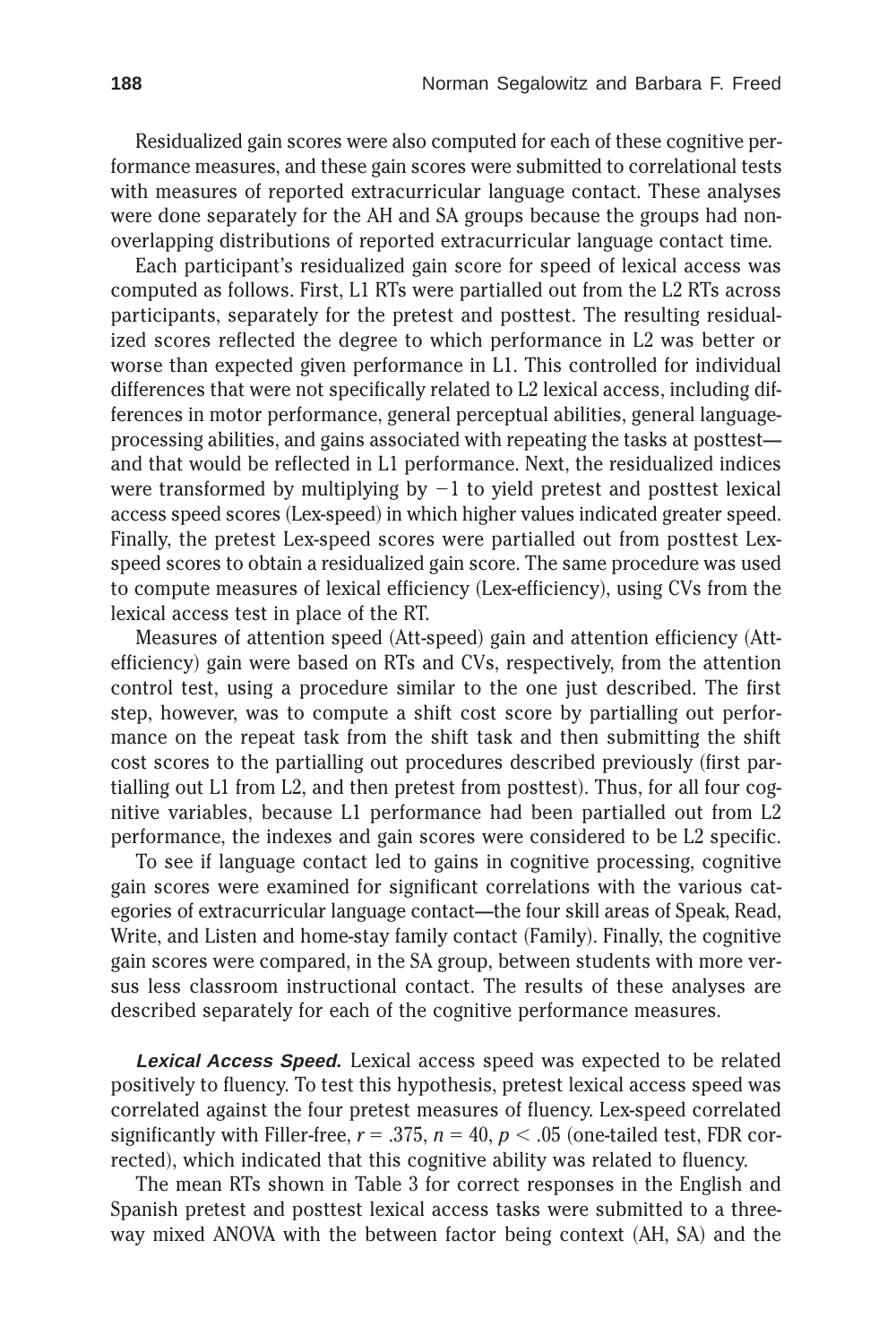Residualized gain scores were also computed for each of these cognitive performance measures, and these gain scores were submitted to correlational tests with measures of reported extracurricular language contact. These analyses were done separately for the AH and SA groups because the groups had nonoverlapping distributions of reported extracurricular language contact time.

Each participant's residualized gain score for speed of lexical access was computed as follows. First, L1 RTs were partialled out from the L2 RTs across participants, separately for the pretest and posttest. The resulting residualized scores reflected the degree to which performance in L2 was better or worse than expected given performance in L1. This controlled for individual differences that were not specifically related to L2 lexical access, including differences in motor performance, general perceptual abilities, general language-processing abilities, and gains associated with repeating the tasks at posttest—and that would be reflected in L1 performance. Next, the residualized indices were transformed by multiplying by $-1$ to yield pretest and posttest lexical access speed scores (Lex-speed) in which higher values indicated greater speed. Finally, the pretest Lex-speed scores were partialled out from posttest Lex-speed scores to obtain a residualized gain score. The same procedure was used to compute measures of lexical efficiency (Lex-efficiency), using CVs from the lexical access test in place of the RT.

Measures of attention speed (Att-speed) gain and attention efficiency (Att-efficiency) gain were based on RTs and CVs, respectively, from the attention control test, using a procedure similar to the one just described. The first step, however, was to compute a shift cost score by partialling out performance on the repeat task from the shift task and then submitting the shift cost scores to the partialling out procedures described previously (first partialling out L1 from L2, and then pretest from posttest). Thus, for all four cognitive variables, because L1 performance had been partialled out from L2 performance, the indexes and gain scores were considered to be L2 specific.

To see if language contact led to gains in cognitive processing, cognitive gain scores were examined for significant correlations with the various categories of extracurricular language contact—the four skill areas of Speak, Read, Write, and Listen and home-stay family contact (Family). Finally, the cognitive gain scores were compared, in the SA group, between students with more versus less classroom instructional contact. The results of these analyses are described separately for each of the cognitive performance measures.

***Lexical Access Speed.*** Lexical access speed was expected to be related positively to fluency. To test this hypothesis, pretest lexical access speed was correlated against the four pretest measures of fluency. Lex-speed correlated significantly with Filler-free, $r = .375$, $n = 40$, $p < .05$ (one-tailed test, FDR corrected), which indicated that this cognitive ability was related to fluency.

The mean RTs shown in Table 3 for correct responses in the English and Spanish pretest and posttest lexical access tasks were submitted to a three-way mixed ANOVA with the between factor being context (AH, SA) and the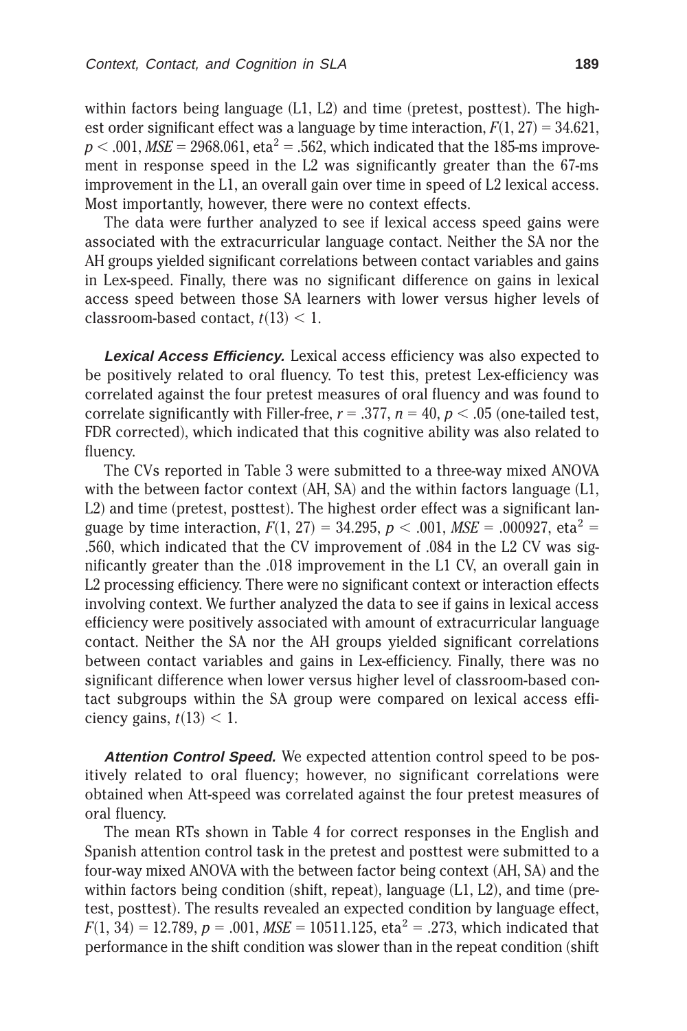within factors being language (L1, L2) and time (pretest, posttest). The highest order significant effect was a language by time interaction, $F(1, 27) = 34.621$, $p < .001$, $MSE = 2968.061$, $\text{eta}^2 = .562$, which indicated that the 185-ms improvement in response speed in the L2 was significantly greater than the 67-ms improvement in the L1, an overall gain over time in speed of L2 lexical access. Most importantly, however, there were no context effects.

The data were further analyzed to see if lexical access speed gains were associated with the extracurricular language contact. Neither the SA nor the AH groups yielded significant correlations between contact variables and gains in Lex-speed. Finally, there was no significant difference on gains in lexical access speed between those SA learners with lower versus higher levels of classroom-based contact, $t(13) < 1$.

***Lexical Access Efficiency.*** Lexical access efficiency was also expected to be positively related to oral fluency. To test this, pretest Lex-efficiency was correlated against the four pretest measures of oral fluency and was found to correlate significantly with Filler-free, $r = .377$, $n = 40$, $p < .05$ (one-tailed test, FDR corrected), which indicated that this cognitive ability was also related to fluency.

The CVs reported in Table 3 were submitted to a three-way mixed ANOVA with the between factor context (AH, SA) and the within factors language (L1, L2) and time (pretest, posttest). The highest order effect was a significant language by time interaction, $F(1, 27) = 34.295$, $p < .001$, $MSE = .000927$, $\text{eta}^2 = .560$, which indicated that the CV improvement of .084 in the L2 CV was significantly greater than the .018 improvement in the L1 CV, an overall gain in L2 processing efficiency. There were no significant context or interaction effects involving context. We further analyzed the data to see if gains in lexical access efficiency were positively associated with amount of extracurricular language contact. Neither the SA nor the AH groups yielded significant correlations between contact variables and gains in Lex-efficiency. Finally, there was no significant difference when lower versus higher level of classroom-based contact subgroups within the SA group were compared on lexical access efficiency gains, $t(13) < 1$.

***Attention Control Speed.*** We expected attention control speed to be positively related to oral fluency; however, no significant correlations were obtained when Att-speed was correlated against the four pretest measures of oral fluency.

The mean RTs shown in Table 4 for correct responses in the English and Spanish attention control task in the pretest and posttest were submitted to a four-way mixed ANOVA with the between factor being context (AH, SA) and the within factors being condition (shift, repeat), language (L1, L2), and time (pretest, posttest). The results revealed an expected condition by language effect, $F(1, 34) = 12.789$, $p = .001$, $MSE = 10511.125$, $\text{eta}^2 = .273$, which indicated that performance in the shift condition was slower than in the repeat condition (shift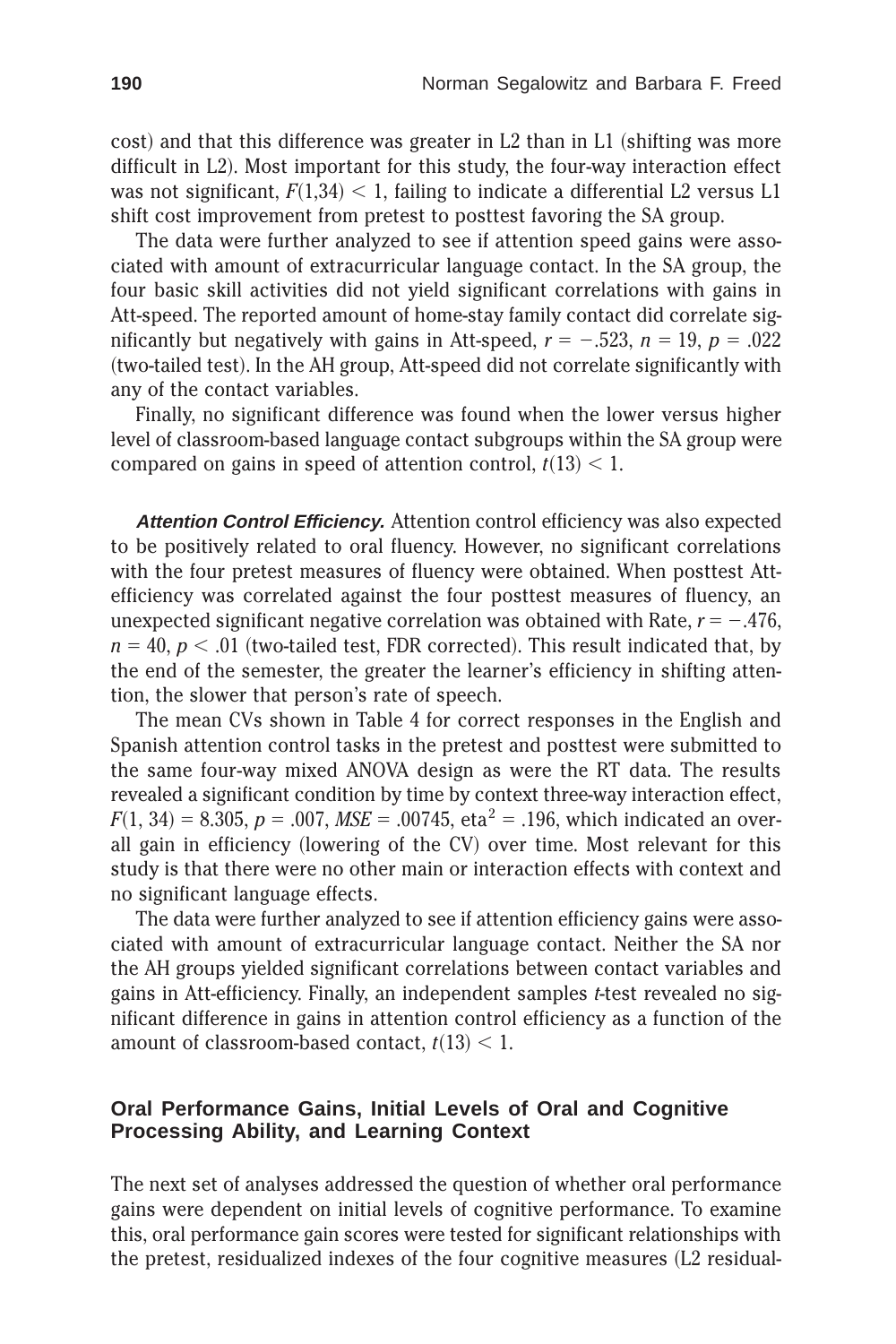cost) and that this difference was greater in L2 than in L1 (shifting was more difficult in L2). Most important for this study, the four-way interaction effect was not significant, $F(1,34) < 1$, failing to indicate a differential L2 versus L1 shift cost improvement from pretest to posttest favoring the SA group.

The data were further analyzed to see if attention speed gains were associated with amount of extracurricular language contact. In the SA group, the four basic skill activities did not yield significant correlations with gains in Att-speed. The reported amount of home-stay family contact did correlate significantly but negatively with gains in Att-speed, $r = -.523$, $n = 19$, $p = .022$ (two-tailed test). In the AH group, Att-speed did not correlate significantly with any of the contact variables.

Finally, no significant difference was found when the lower versus higher level of classroom-based language contact subgroups within the SA group were compared on gains in speed of attention control, $t(13) < 1$.

***Attention Control Efficiency.*** Attention control efficiency was also expected to be positively related to oral fluency. However, no significant correlations with the four pretest measures of fluency were obtained. When posttest Att-efficiency was correlated against the four posttest measures of fluency, an unexpected significant negative correlation was obtained with Rate, $r = -.476$, $n = 40$, $p < .01$ (two-tailed test, FDR corrected). This result indicated that, by the end of the semester, the greater the learner's efficiency in shifting attention, the slower that person's rate of speech.

The mean CVs shown in Table 4 for correct responses in the English and Spanish attention control tasks in the pretest and posttest were submitted to the same four-way mixed ANOVA design as were the RT data. The results revealed a significant condition by time by context three-way interaction effect, $F(1, 34) = 8.305$, $p = .007$, $MSE = .00745$, $\text{eta}^2 = .196$, which indicated an overall gain in efficiency (lowering of the CV) over time. Most relevant for this study is that there were no other main or interaction effects with context and no significant language effects.

The data were further analyzed to see if attention efficiency gains were associated with amount of extracurricular language contact. Neither the SA nor the AH groups yielded significant correlations between contact variables and gains in Att-efficiency. Finally, an independent samples *t*-test revealed no significant difference in gains in attention control efficiency as a function of the amount of classroom-based contact, $t(13) < 1$.

### Oral Performance Gains, Initial Levels of Oral and Cognitive Processing Ability, and Learning Context

The next set of analyses addressed the question of whether oral performance gains were dependent on initial levels of cognitive performance. To examine this, oral performance gain scores were tested for significant relationships with the pretest, residualized indexes of the four cognitive measures (L2 residual-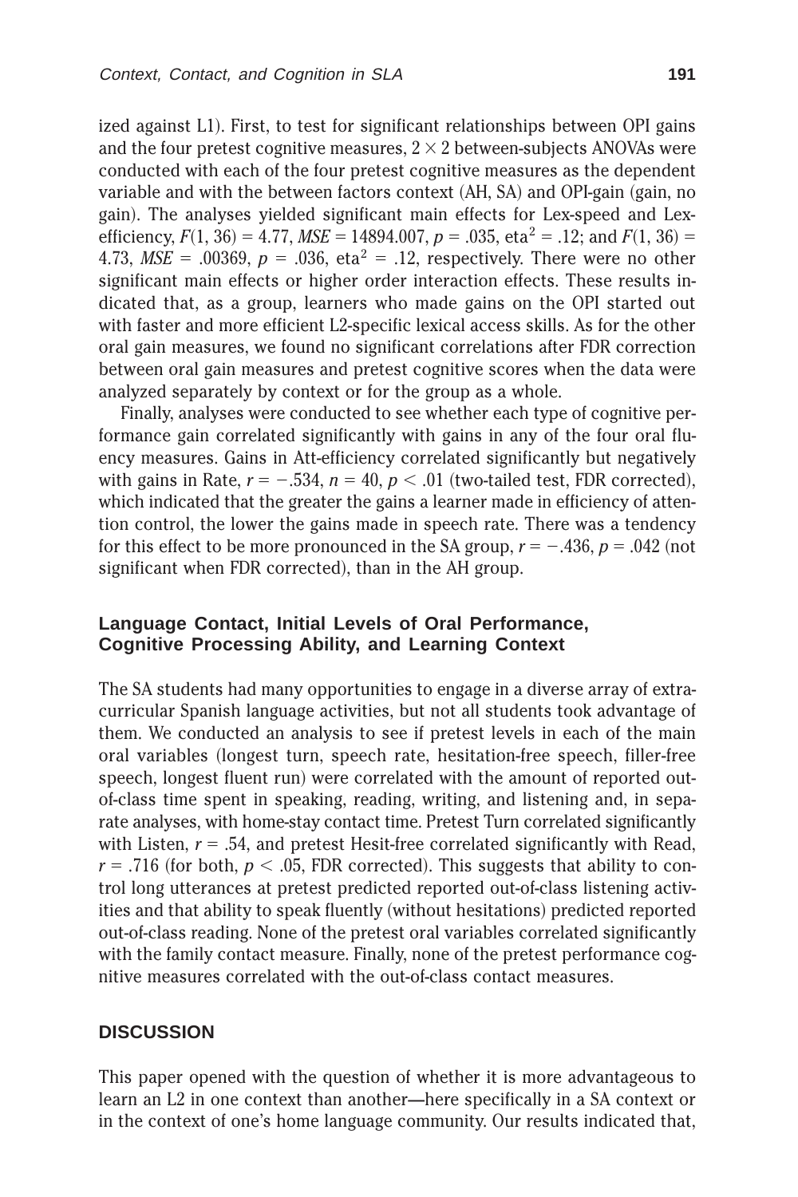ized against L1). First, to test for significant relationships between OPI gains and the four pretest cognitive measures, $2 \times 2$ between-subjects ANOVAs were conducted with each of the four pretest cognitive measures as the dependent variable and with the between factors context (AH, SA) and OPI-gain (gain, no gain). The analyses yielded significant main effects for Lex-speed and Lex-efficiency, $F(1, 36) = 4.77$, $MSE = 14894.007$, $p = .035$, eta$^2 = .12$; and $F(1, 36) = 4.73$, $MSE = .00369$, $p = .036$, eta$^2 = .12$, respectively. There were no other significant main effects or higher order interaction effects. These results indicated that, as a group, learners who made gains on the OPI started out with faster and more efficient L2-specific lexical access skills. As for the other oral gain measures, we found no significant correlations after FDR correction between oral gain measures and pretest cognitive scores when the data were analyzed separately by context or for the group as a whole.

Finally, analyses were conducted to see whether each type of cognitive performance gain correlated significantly with gains in any of the four oral fluency measures. Gains in Att-efficiency correlated significantly but negatively with gains in Rate, $r = -.534$, $n = 40$, $p < .01$ (two-tailed test, FDR corrected), which indicated that the greater the gains a learner made in efficiency of attention control, the lower the gains made in speech rate. There was a tendency for this effect to be more pronounced in the SA group, $r = -.436$, $p = .042$ (not significant when FDR corrected), than in the AH group.

### Language Contact, Initial Levels of Oral Performance, Cognitive Processing Ability, and Learning Context

The SA students had many opportunities to engage in a diverse array of extracurricular Spanish language activities, but not all students took advantage of them. We conducted an analysis to see if pretest levels in each of the main oral variables (longest turn, speech rate, hesitation-free speech, filler-free speech, longest fluent run) were correlated with the amount of reported out-of-class time spent in speaking, reading, writing, and listening and, in separate analyses, with home-stay contact time. Pretest Turn correlated significantly with Listen, $r = .54$, and pretest Hesit-free correlated significantly with Read, $r = .716$ (for both, $p < .05$, FDR corrected). This suggests that ability to control long utterances at pretest predicted reported out-of-class listening activities and that ability to speak fluently (without hesitations) predicted reported out-of-class reading. None of the pretest oral variables correlated significantly with the family contact measure. Finally, none of the pretest performance cognitive measures correlated with the out-of-class contact measures.

## DISCUSSION

This paper opened with the question of whether it is more advantageous to learn an L2 in one context than another—here specifically in a SA context or in the context of one's home language community. Our results indicated that,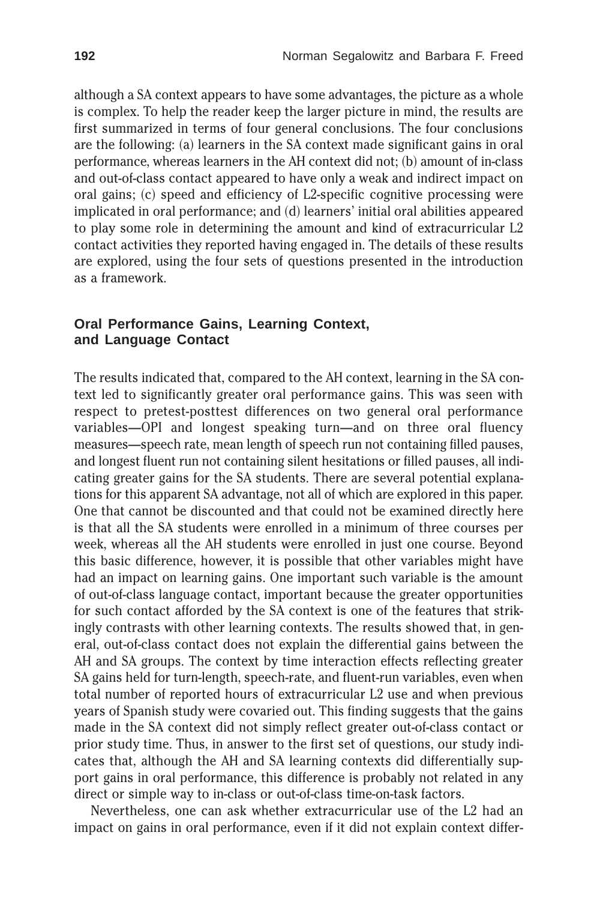although a SA context appears to have some advantages, the picture as a whole is complex. To help the reader keep the larger picture in mind, the results are first summarized in terms of four general conclusions. The four conclusions are the following: (a) learners in the SA context made significant gains in oral performance, whereas learners in the AH context did not; (b) amount of in-class and out-of-class contact appeared to have only a weak and indirect impact on oral gains; (c) speed and efficiency of L2-specific cognitive processing were implicated in oral performance; and (d) learners' initial oral abilities appeared to play some role in determining the amount and kind of extracurricular L2 contact activities they reported having engaged in. The details of these results are explored, using the four sets of questions presented in the introduction as a framework.

## Oral Performance Gains, Learning Context, and Language Contact

The results indicated that, compared to the AH context, learning in the SA context led to significantly greater oral performance gains. This was seen with respect to pretest-posttest differences on two general oral performance variables—OPI and longest speaking turn—and on three oral fluency measures—speech rate, mean length of speech run not containing filled pauses, and longest fluent run not containing silent hesitations or filled pauses, all indicating greater gains for the SA students. There are several potential explanations for this apparent SA advantage, not all of which are explored in this paper. One that cannot be discounted and that could not be examined directly here is that all the SA students were enrolled in a minimum of three courses per week, whereas all the AH students were enrolled in just one course. Beyond this basic difference, however, it is possible that other variables might have had an impact on learning gains. One important such variable is the amount of out-of-class language contact, important because the greater opportunities for such contact afforded by the SA context is one of the features that strikingly contrasts with other learning contexts. The results showed that, in general, out-of-class contact does not explain the differential gains between the AH and SA groups. The context by time interaction effects reflecting greater SA gains held for turn-length, speech-rate, and fluent-run variables, even when total number of reported hours of extracurricular L2 use and when previous years of Spanish study were covaried out. This finding suggests that the gains made in the SA context did not simply reflect greater out-of-class contact or prior study time. Thus, in answer to the first set of questions, our study indicates that, although the AH and SA learning contexts did differentially support gains in oral performance, this difference is probably not related in any direct or simple way to in-class or out-of-class time-on-task factors.

Nevertheless, one can ask whether extracurricular use of the L2 had an impact on gains in oral performance, even if it did not explain context differ-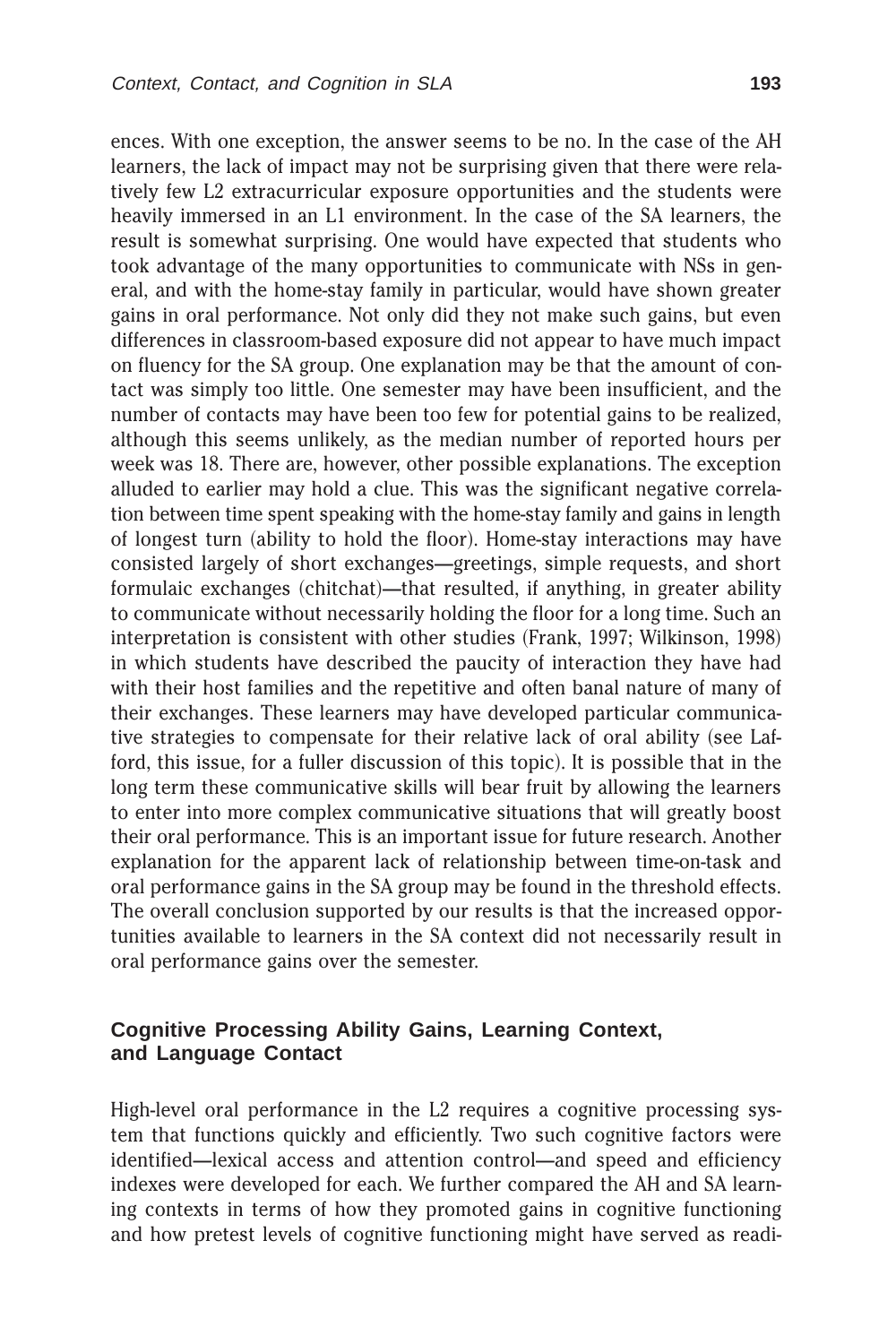ences. With one exception, the answer seems to be no. In the case of the AH learners, the lack of impact may not be surprising given that there were relatively few L2 extracurricular exposure opportunities and the students were heavily immersed in an L1 environment. In the case of the SA learners, the result is somewhat surprising. One would have expected that students who took advantage of the many opportunities to communicate with NSs in general, and with the home-stay family in particular, would have shown greater gains in oral performance. Not only did they not make such gains, but even differences in classroom-based exposure did not appear to have much impact on fluency for the SA group. One explanation may be that the amount of contact was simply too little. One semester may have been insufficient, and the number of contacts may have been too few for potential gains to be realized, although this seems unlikely, as the median number of reported hours per week was 18. There are, however, other possible explanations. The exception alluded to earlier may hold a clue. This was the significant negative correlation between time spent speaking with the home-stay family and gains in length of longest turn (ability to hold the floor). Home-stay interactions may have consisted largely of short exchanges—greetings, simple requests, and short formulaic exchanges (chitchat)—that resulted, if anything, in greater ability to communicate without necessarily holding the floor for a long time. Such an interpretation is consistent with other studies (Frank, 1997; Wilkinson, 1998) in which students have described the paucity of interaction they have had with their host families and the repetitive and often banal nature of many of their exchanges. These learners may have developed particular communicative strategies to compensate for their relative lack of oral ability (see Lafford, this issue, for a fuller discussion of this topic). It is possible that in the long term these communicative skills will bear fruit by allowing the learners to enter into more complex communicative situations that will greatly boost their oral performance. This is an important issue for future research. Another explanation for the apparent lack of relationship between time-on-task and oral performance gains in the SA group may be found in the threshold effects. The overall conclusion supported by our results is that the increased opportunities available to learners in the SA context did not necessarily result in oral performance gains over the semester.

### Cognitive Processing Ability Gains, Learning Context, and Language Contact

High-level oral performance in the L2 requires a cognitive processing system that functions quickly and efficiently. Two such cognitive factors were identified—lexical access and attention control—and speed and efficiency indexes were developed for each. We further compared the AH and SA learning contexts in terms of how they promoted gains in cognitive functioning and how pretest levels of cognitive functioning might have served as readi-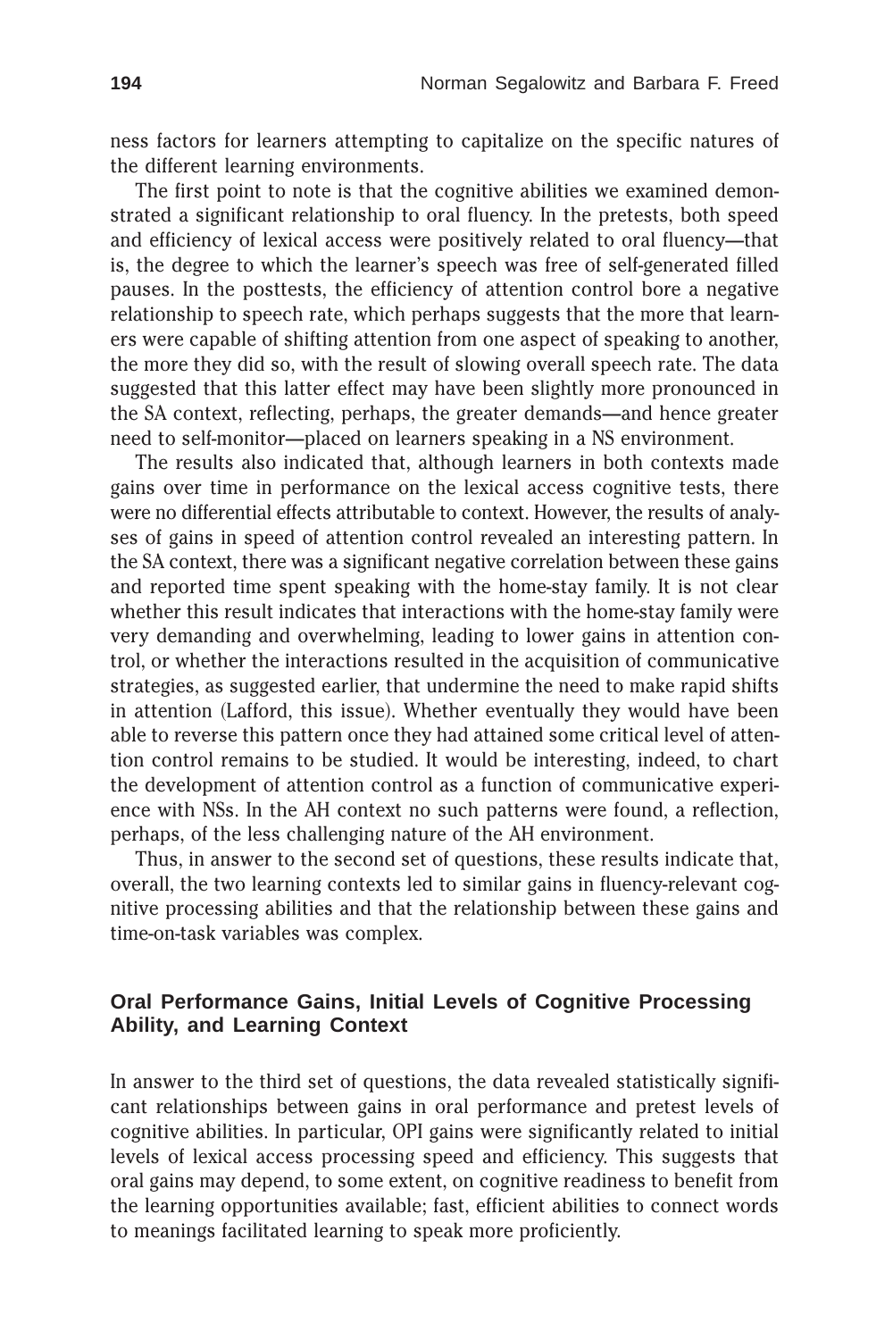ness factors for learners attempting to capitalize on the specific natures of the different learning environments.

The first point to note is that the cognitive abilities we examined demonstrated a significant relationship to oral fluency. In the pretests, both speed and efficiency of lexical access were positively related to oral fluency—that is, the degree to which the learner's speech was free of self-generated filled pauses. In the posttests, the efficiency of attention control bore a negative relationship to speech rate, which perhaps suggests that the more that learners were capable of shifting attention from one aspect of speaking to another, the more they did so, with the result of slowing overall speech rate. The data suggested that this latter effect may have been slightly more pronounced in the SA context, reflecting, perhaps, the greater demands—and hence greater need to self-monitor—placed on learners speaking in a NS environment.

The results also indicated that, although learners in both contexts made gains over time in performance on the lexical access cognitive tests, there were no differential effects attributable to context. However, the results of analyses of gains in speed of attention control revealed an interesting pattern. In the SA context, there was a significant negative correlation between these gains and reported time spent speaking with the home-stay family. It is not clear whether this result indicates that interactions with the home-stay family were very demanding and overwhelming, leading to lower gains in attention control, or whether the interactions resulted in the acquisition of communicative strategies, as suggested earlier, that undermine the need to make rapid shifts in attention (Lafford, this issue). Whether eventually they would have been able to reverse this pattern once they had attained some critical level of attention control remains to be studied. It would be interesting, indeed, to chart the development of attention control as a function of communicative experience with NSs. In the AH context no such patterns were found, a reflection, perhaps, of the less challenging nature of the AH environment.

Thus, in answer to the second set of questions, these results indicate that, overall, the two learning contexts led to similar gains in fluency-relevant cognitive processing abilities and that the relationship between these gains and time-on-task variables was complex.

## Oral Performance Gains, Initial Levels of Cognitive Processing Ability, and Learning Context

In answer to the third set of questions, the data revealed statistically significant relationships between gains in oral performance and pretest levels of cognitive abilities. In particular, OPI gains were significantly related to initial levels of lexical access processing speed and efficiency. This suggests that oral gains may depend, to some extent, on cognitive readiness to benefit from the learning opportunities available; fast, efficient abilities to connect words to meanings facilitated learning to speak more proficiently.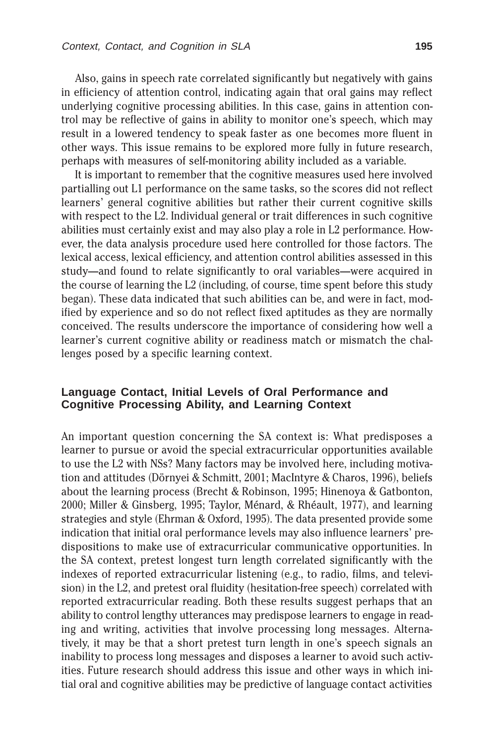Also, gains in speech rate correlated significantly but negatively with gains in efficiency of attention control, indicating again that oral gains may reflect underlying cognitive processing abilities. In this case, gains in attention control may be reflective of gains in ability to monitor one's speech, which may result in a lowered tendency to speak faster as one becomes more fluent in other ways. This issue remains to be explored more fully in future research, perhaps with measures of self-monitoring ability included as a variable.

It is important to remember that the cognitive measures used here involved partialling out L1 performance on the same tasks, so the scores did not reflect learners' general cognitive abilities but rather their current cognitive skills with respect to the L2. Individual general or trait differences in such cognitive abilities must certainly exist and may also play a role in L2 performance. However, the data analysis procedure used here controlled for those factors. The lexical access, lexical efficiency, and attention control abilities assessed in this study—and found to relate significantly to oral variables—were acquired in the course of learning the L2 (including, of course, time spent before this study began). These data indicated that such abilities can be, and were in fact, modified by experience and so do not reflect fixed aptitudes as they are normally conceived. The results underscore the importance of considering how well a learner's current cognitive ability or readiness match or mismatch the challenges posed by a specific learning context.

### Language Contact, Initial Levels of Oral Performance and Cognitive Processing Ability, and Learning Context

An important question concerning the SA context is: What predisposes a learner to pursue or avoid the special extracurricular opportunities available to use the L2 with NSs? Many factors may be involved here, including motivation and attitudes (Dörnyei & Schmitt, 2001; MacIntyre & Charos, 1996), beliefs about the learning process (Brecht & Robinson, 1995; Hinenoya & Gatbonton, 2000; Miller & Ginsberg, 1995; Taylor, Ménard, & Rhéault, 1977), and learning strategies and style (Ehrman & Oxford, 1995). The data presented provide some indication that initial oral performance levels may also influence learners' predispositions to make use of extracurricular communicative opportunities. In the SA context, pretest longest turn length correlated significantly with the indexes of reported extracurricular listening (e.g., to radio, films, and television) in the L2, and pretest oral fluidity (hesitation-free speech) correlated with reported extracurricular reading. Both these results suggest perhaps that an ability to control lengthy utterances may predispose learners to engage in reading and writing, activities that involve processing long messages. Alternatively, it may be that a short pretest turn length in one's speech signals an inability to process long messages and disposes a learner to avoid such activities. Future research should address this issue and other ways in which initial oral and cognitive abilities may be predictive of language contact activities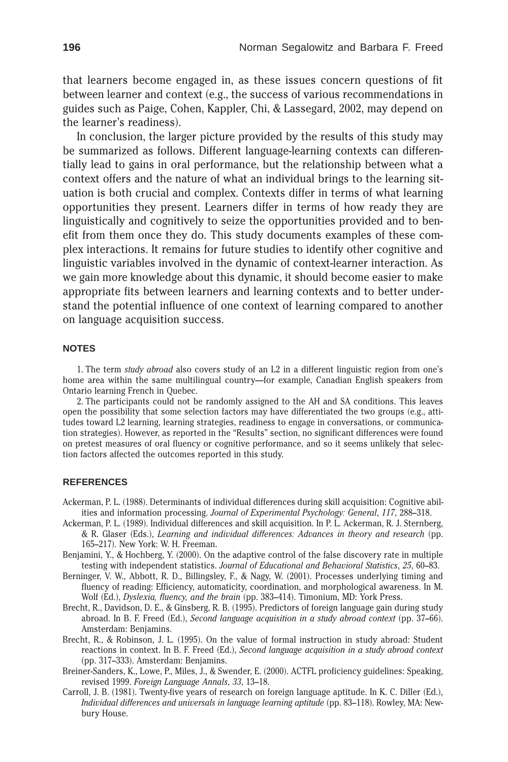that learners become engaged in, as these issues concern questions of fit between learner and context (e.g., the success of various recommendations in guides such as Paige, Cohen, Kappler, Chi, & Lassegard, 2002, may depend on the learner's readiness).

In conclusion, the larger picture provided by the results of this study may be summarized as follows. Different language-learning contexts can differentially lead to gains in oral performance, but the relationship between what a context offers and the nature of what an individual brings to the learning situation is both crucial and complex. Contexts differ in terms of what learning opportunities they present. Learners differ in terms of how ready they are linguistically and cognitively to seize the opportunities provided and to benefit from them once they do. This study documents examples of these complex interactions. It remains for future studies to identify other cognitive and linguistic variables involved in the dynamic of context-learner interaction. As we gain more knowledge about this dynamic, it should become easier to make appropriate fits between learners and learning contexts and to better understand the potential influence of one context of learning compared to another on language acquisition success.

## NOTES

1. The term *study abroad* also covers study of an L2 in a different linguistic region from one's home area within the same multilingual country—for example, Canadian English speakers from Ontario learning French in Quebec.

2. The participants could not be randomly assigned to the AH and SA conditions. This leaves open the possibility that some selection factors may have differentiated the two groups (e.g., attitudes toward L2 learning, learning strategies, readiness to engage in conversations, or communication strategies). However, as reported in the "Results" section, no significant differences were found on pretest measures of oral fluency or cognitive performance, and so it seems unlikely that selection factors affected the outcomes reported in this study.

## REFERENCES

Ackerman, P. L. (1988). Determinants of individual differences during skill acquisition: Cognitive abilities and information processing. *Journal of Experimental Psychology: General*, *117*, 288–318.

Ackerman, P. L. (1989). Individual differences and skill acquisition. In P. L. Ackerman, R. J. Sternberg, & R. Glaser (Eds.), *Learning and individual differences: Advances in theory and research* (pp. 165–217). New York: W. H. Freeman.

Benjamini, Y., & Hochberg, Y. (2000). On the adaptive control of the false discovery rate in multiple testing with independent statistics. *Journal of Educational and Behavioral Statistics*, *25*, 60–83.

Berninger, V. W., Abbott, R. D., Billingsley, F., & Nagy, W. (2001). Processes underlying timing and fluency of reading: Efficiency, automaticity, coordination, and morphological awareness. In M. Wolf (Ed.), *Dyslexia, fluency, and the brain* (pp. 383–414). Timonium, MD: York Press.

Brecht, R., Davidson, D. E., & Ginsberg, R. B. (1995). Predictors of foreign language gain during study abroad. In B. F. Freed (Ed.), *Second language acquisition in a study abroad context* (pp. 37–66). Amsterdam: Benjamins.

Brecht, R., & Robinson, J. L. (1995). On the value of formal instruction in study abroad: Student reactions in context. In B. F. Freed (Ed.), *Second language acquisition in a study abroad context* (pp. 317–333). Amsterdam: Benjamins.

Breiner-Sanders, K., Lowe, P., Miles, J., & Swender, E. (2000). ACTFL proficiency guidelines: Speaking, revised 1999. *Foreign Language Annals*, *33*, 13–18.

Carroll, J. B. (1981). Twenty-five years of research on foreign language aptitude. In K. C. Diller (Ed.), *Individual differences and universals in language learning aptitude* (pp. 83–118). Rowley, MA: Newbury House.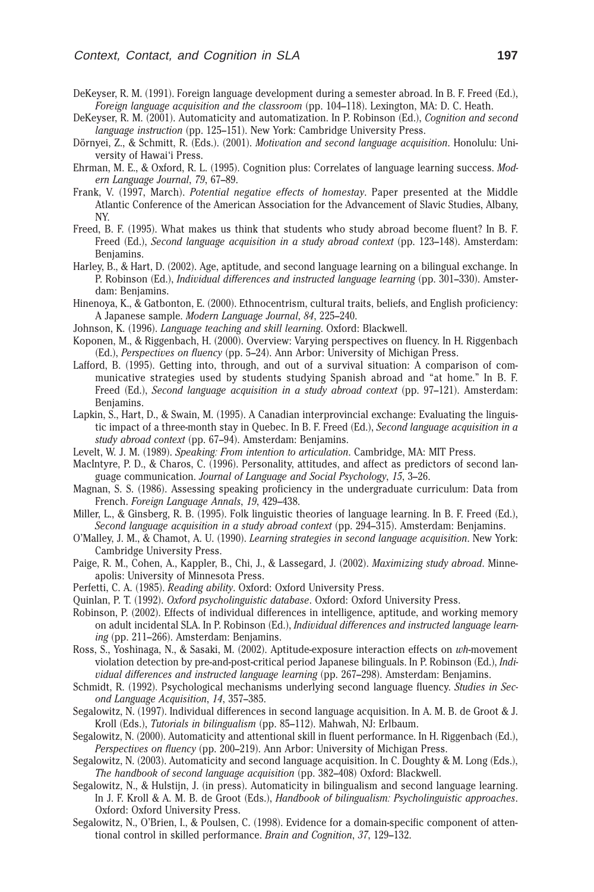DeKeyser, R. M. (1991). Foreign language development during a semester abroad. In B. F. Freed (Ed.), *Foreign language acquisition and the classroom* (pp. 104–118). Lexington, MA: D. C. Heath.

DeKeyser, R. M. (2001). Automaticity and automatization. In P. Robinson (Ed.), *Cognition and second language instruction* (pp. 125–151). New York: Cambridge University Press.

Dörnyei, Z., & Schmitt, R. (Eds.). (2001). *Motivation and second language acquisition*. Honolulu: University of Hawai'i Press.

Ehrman, M. E., & Oxford, R. L. (1995). Cognition plus: Correlates of language learning success. *Modern Language Journal*, *79*, 67–89.

Frank, V. (1997, March). *Potential negative effects of homestay*. Paper presented at the Middle Atlantic Conference of the American Association for the Advancement of Slavic Studies, Albany, NY.

Freed, B. F. (1995). What makes us think that students who study abroad become fluent? In B. F. Freed (Ed.), *Second language acquisition in a study abroad context* (pp. 123–148). Amsterdam: Benjamins.

Harley, B., & Hart, D. (2002). Age, aptitude, and second language learning on a bilingual exchange. In P. Robinson (Ed.), *Individual differences and instructed language learning* (pp. 301–330). Amsterdam: Benjamins.

Hinenoya, K., & Gatbonton, E. (2000). Ethnocentrism, cultural traits, beliefs, and English proficiency: A Japanese sample. *Modern Language Journal*, *84*, 225–240.

Johnson, K. (1996). *Language teaching and skill learning*. Oxford: Blackwell.

Koponen, M., & Riggenbach, H. (2000). Overview: Varying perspectives on fluency. In H. Riggenbach (Ed.), *Perspectives on fluency* (pp. 5–24). Ann Arbor: University of Michigan Press.

Lafford, B. (1995). Getting into, through, and out of a survival situation: A comparison of communicative strategies used by students studying Spanish abroad and "at home." In B. F. Freed (Ed.), *Second language acquisition in a study abroad context* (pp. 97–121). Amsterdam: Benjamins.

Lapkin, S., Hart, D., & Swain, M. (1995). A Canadian interprovincial exchange: Evaluating the linguistic impact of a three-month stay in Quebec. In B. F. Freed (Ed.), *Second language acquisition in a study abroad context* (pp. 67–94). Amsterdam: Benjamins.

Levelt, W. J. M. (1989). *Speaking: From intention to articulation*. Cambridge, MA: MIT Press.

MacIntyre, P. D., & Charos, C. (1996). Personality, attitudes, and affect as predictors of second language communication. *Journal of Language and Social Psychology*, *15*, 3–26.

Magnan, S. S. (1986). Assessing speaking proficiency in the undergraduate curriculum: Data from French. *Foreign Language Annals*, *19*, 429–438.

Miller, L., & Ginsberg, R. B. (1995). Folk linguistic theories of language learning. In B. F. Freed (Ed.), *Second language acquisition in a study abroad context* (pp. 294–315). Amsterdam: Benjamins.

O'Malley, J. M., & Chamot, A. U. (1990). *Learning strategies in second language acquisition*. New York: Cambridge University Press.

Paige, R. M., Cohen, A., Kappler, B., Chi, J., & Lassegard, J. (2002). *Maximizing study abroad*. Minneapolis: University of Minnesota Press.

Perfetti, C. A. (1985). *Reading ability*. Oxford: Oxford University Press.

Quinlan, P. T. (1992). *Oxford psycholinguistic database*. Oxford: Oxford University Press.

Robinson, P. (2002). Effects of individual differences in intelligence, aptitude, and working memory on adult incidental SLA. In P. Robinson (Ed.), *Individual differences and instructed language learning* (pp. 211–266). Amsterdam: Benjamins.

Ross, S., Yoshinaga, N., & Sasaki, M. (2002). Aptitude-exposure interaction effects on *wh*-movement violation detection by pre-and-post-critical period Japanese bilinguals. In P. Robinson (Ed.), *Individual differences and instructed language learning* (pp. 267–298). Amsterdam: Benjamins.

Schmidt, R. (1992). Psychological mechanisms underlying second language fluency. *Studies in Second Language Acquisition*, *14*, 357–385.

Segalowitz, N. (1997). Individual differences in second language acquisition. In A. M. B. de Groot & J. Kroll (Eds.), *Tutorials in bilingualism* (pp. 85–112). Mahwah, NJ: Erlbaum.

Segalowitz, N. (2000). Automaticity and attentional skill in fluent performance. In H. Riggenbach (Ed.), *Perspectives on fluency* (pp. 200–219). Ann Arbor: University of Michigan Press.

Segalowitz, N. (2003). Automaticity and second language acquisition. In C. Doughty & M. Long (Eds.), *The handbook of second language acquisition* (pp. 382–408) Oxford: Blackwell.

Segalowitz, N., & Hulstijn, J. (in press). Automaticity in bilingualism and second language learning. In J. F. Kroll & A. M. B. de Groot (Eds.), *Handbook of bilingualism: Psycholinguistic approaches*. Oxford: Oxford University Press.

Segalowitz, N., O'Brien, I., & Poulsen, C. (1998). Evidence for a domain-specific component of attentional control in skilled performance. *Brain and Cognition*, *37*, 129–132.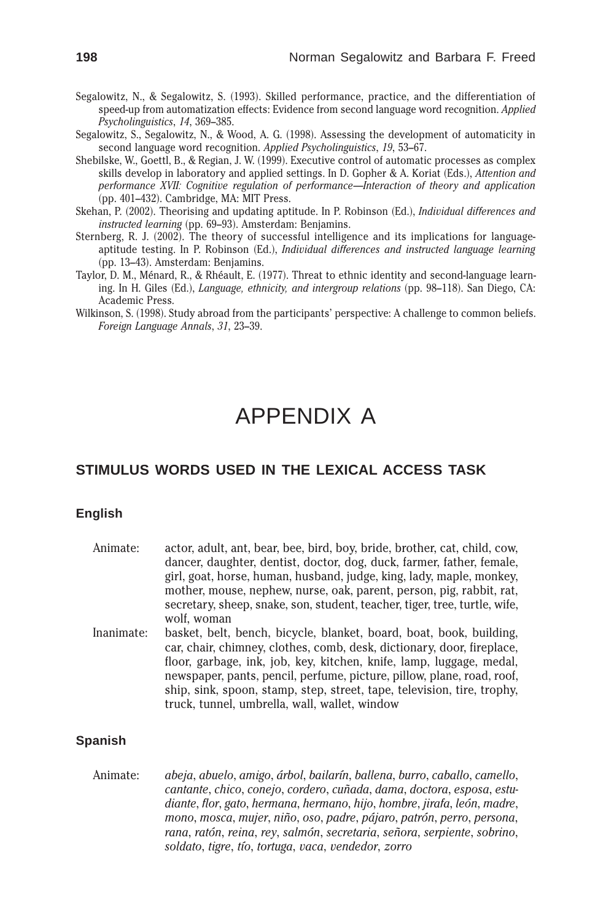Segalowitz, N., & Segalowitz, S. (1993). Skilled performance, practice, and the differentiation of speed-up from automatization effects: Evidence from second language word recognition. *Applied Psycholinguistics*, *14*, 369–385.

Segalowitz, S., Segalowitz, N., & Wood, A. G. (1998). Assessing the development of automaticity in second language word recognition. *Applied Psycholinguistics*, *19*, 53–67.

Shebilske, W., Goettl, B., & Regian, J. W. (1999). Executive control of automatic processes as complex skills develop in laboratory and applied settings. In D. Gopher & A. Koriat (Eds.), *Attention and performance XVII: Cognitive regulation of performance—Interaction of theory and application* (pp. 401–432). Cambridge, MA: MIT Press.

Skehan, P. (2002). Theorising and updating aptitude. In P. Robinson (Ed.), *Individual differences and instructed learning* (pp. 69–93). Amsterdam: Benjamins.

Sternberg, R. J. (2002). The theory of successful intelligence and its implications for language-aptitude testing. In P. Robinson (Ed.), *Individual differences and instructed language learning* (pp. 13–43). Amsterdam: Benjamins.

Taylor, D. M., Ménard, R., & Rhéault, E. (1977). Threat to ethnic identity and second-language learning. In H. Giles (Ed.), *Language, ethnicity, and intergroup relations* (pp. 98–118). San Diego, CA: Academic Press.

Wilkinson, S. (1998). Study abroad from the participants' perspective: A challenge to common beliefs. *Foreign Language Annals*, *31*, 23–39.

# APPENDIX A

## STIMULUS WORDS USED IN THE LEXICAL ACCESS TASK

### English

Animate: actor, adult, ant, bear, bee, bird, boy, bride, brother, cat, child, cow, dancer, daughter, dentist, doctor, dog, duck, farmer, father, female, girl, goat, horse, human, husband, judge, king, lady, maple, monkey, mother, mouse, nephew, nurse, oak, parent, person, pig, rabbit, rat, secretary, sheep, snake, son, student, teacher, tiger, tree, turtle, wife, wolf, woman

Inanimate: basket, belt, bench, bicycle, blanket, board, boat, book, building, car, chair, chimney, clothes, comb, desk, dictionary, door, fireplace, floor, garbage, ink, job, key, kitchen, knife, lamp, luggage, medal, newspaper, pants, pencil, perfume, picture, pillow, plane, road, roof, ship, sink, spoon, stamp, step, street, tape, television, tire, trophy, truck, tunnel, umbrella, wall, wallet, window

### Spanish

Animate: *abeja*, *abuelo*, *amigo*, *árbol*, *bailarín*, *ballena*, *burro*, *caballo*, *camello*, *cantante*, *chico*, *conejo*, *cordero*, *cuñada*, *dama*, *doctora*, *esposa*, *estudiante*, *flor*, *gato*, *hermana*, *hermano*, *hijo*, *hombre*, *jirafa*, *león*, *madre*, *mono*, *mosca*, *mujer*, *niño*, *oso*, *padre*, *pájaro*, *patrón*, *perro*, *persona*, *rana*, *ratón*, *reina*, *rey*, *salmón*, *secretaria*, *señora*, *serpiente*, *sobrino*, *soldato*, *tigre*, *tío*, *tortuga*, *vaca*, *vendedor*, *zorro*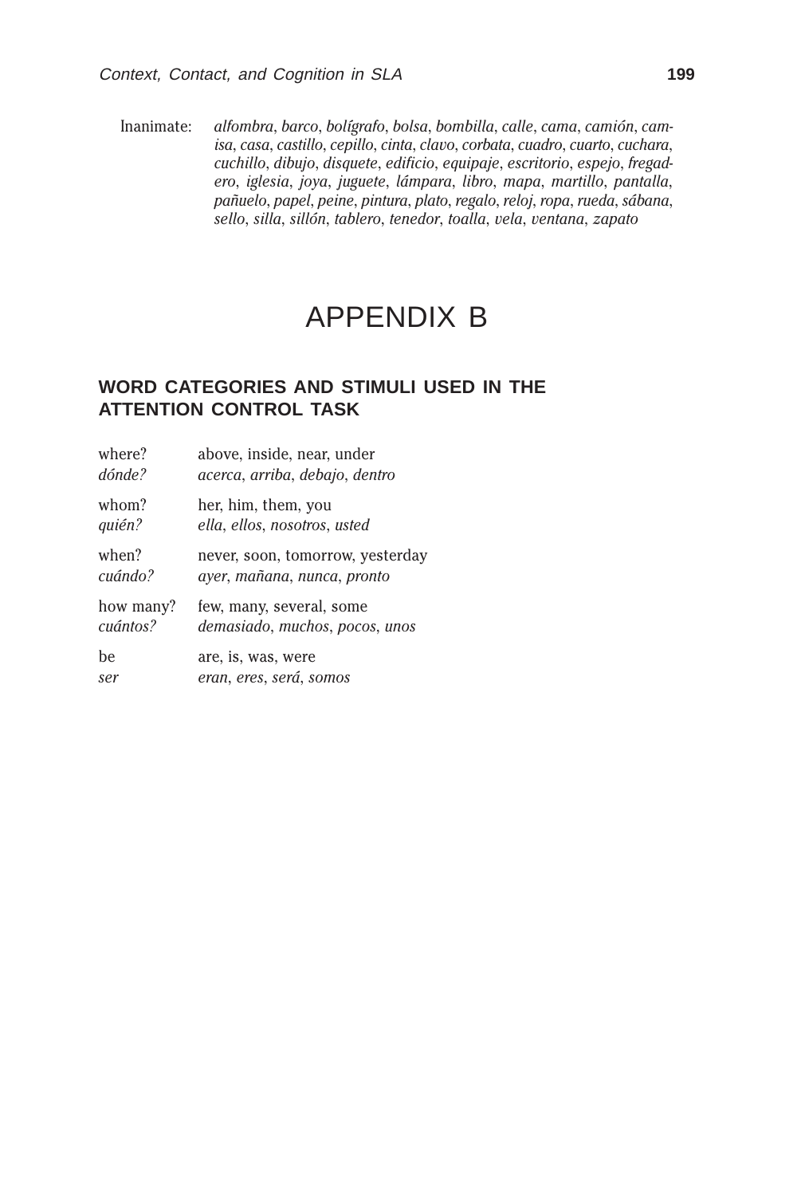Inanimate: *alfombra*, *barco*, *bolígrafo*, *bolsa*, *bombilla*, *calle*, *cama*, *camión*, *camisa*, *casa*, *castillo*, *cepillo*, *cinta*, *clavo*, *corbata*, *cuadro*, *cuarto*, *cuchara*, *cuchillo*, *dibujo*, *disquete*, *edificio*, *equipaje*, *escritorio*, *espejo*, *fregadero*, *iglesia*, *joya*, *juguete*, *lámpara*, *libro*, *mapa*, *martillo*, *pantalla*, *pañuelo*, *papel*, *peine*, *pintura*, *plato*, *regalo*, *reloj*, *ropa*, *rueda*, *sábana*, *sello*, *silla*, *sillón*, *tablero*, *tenedor*, *toalla*, *vela*, *ventana*, *zapato*

# APPENDIX B

## WORD CATEGORIES AND STIMULI USED IN THE ATTENTION CONTROL TASK

| | |
|---|---|
| where? | above, inside, near, under |
| *dónde?* | *acerca*, *arriba*, *debajo*, *dentro* |
| whom? | her, him, them, you |
| *quién?* | *ella*, *ellos*, *nosotros*, *usted* |
| when? | never, soon, tomorrow, yesterday |
| *cuándo?* | *ayer*, *mañana*, *nunca*, *pronto* |
| how many? | few, many, several, some |
| *cuántos?* | *demasiado*, *muchos*, *pocos*, *unos* |
| be | are, is, was, were |
| *ser* | *eran*, *eres*, *será*, *somos* |